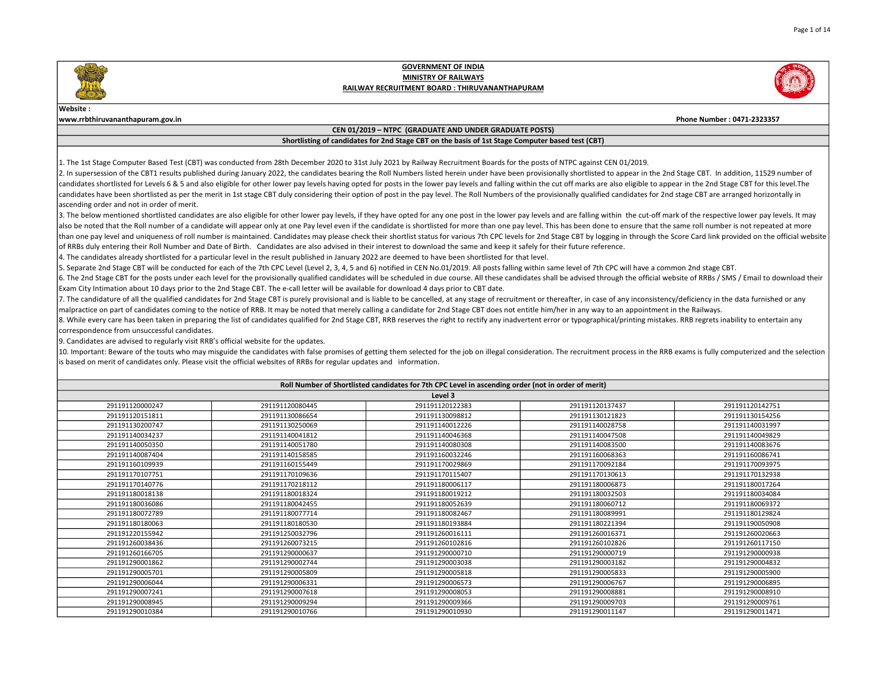**GOVERNMENT OF INDIA**

**MINISTRY OF RAILWAYS**

**RAILWAY RECRUITMENT BOARD : THIRUVANANTHAPURAM**

**Website :**

**www.rrbthiruvananthapuram.gov.in**

**Phone Number : 0471-2323357**

**CEN 01/2019 – NTPC (GRADUATE AND UNDER GRADUATE POSTS)**

**Shortlisting of candidates for 2nd Stage CBT on the basis of 1st Stage Computer based test (CBT)**

1. The 1st Stage Computer Based Test (CBT) was conducted from 28th December 2020 to 31st July 2021 by Railway Recruitment Boards for the posts of NTPC against CEN 01/2019.
2. In supersession of the CBT1 results published during January 2022, the candidates bearing the Roll Numbers listed herein under have been provisionally shortlisted to appear in the 2nd Stage CBT. In addition, 11529 number of candidates shortlisted for Levels 6 & 5 and also eligible for other lower pay levels having opted for posts in the lower pay levels and falling within the cut off marks are also eligible to appear in the 2nd Stage CBT for this level.The candidates have been shortlisted as per the merit in 1st stage CBT duly considering their option of post in the pay level. The Roll Numbers of the provisionally qualified candidates for 2nd stage CBT are arranged horizontally in ascending order and not in order of merit.
3. The below mentioned shortlisted candidates are also eligible for other lower pay levels, if they have opted for any one post in the lower pay levels and are falling within the cut-off mark of the respective lower pay levels. It may also be noted that the Roll number of a candidate will appear only at one Pay level even if the candidate is shortlisted for more than one pay level. This has been done to ensure that the same roll number is not repeated at more than one pay level and uniqueness of roll number is maintained. Candidates may please check their shortlist status for various 7th CPC levels for 2nd Stage CBT by logging in through the Score Card link provided on the official website of RRBs duly entering their Roll Number and Date of Birth. Candidates are also advised in their interest to download the same and keep it safely for their future reference.
4. The candidates already shortlisted for a particular level in the result published in January 2022 are deemed to have been shortlisted for that level.
5. Separate 2nd Stage CBT will be conducted for each of the 7th CPC Level (Level 2, 3, 4, 5 and 6) notified in CEN No.01/2019. All posts falling within same level of 7th CPC will have a common 2nd stage CBT.
6. The 2nd Stage CBT for the posts under each level for the provisionally qualified candidates will be scheduled in due course. All these candidates shall be advised through the official website of RRBs / SMS / Email to download their Exam City Intimation about 10 days prior to the 2nd Stage CBT. The e-call letter will be available for download 4 days prior to CBT date.
7. The candidature of all the qualified candidates for 2nd Stage CBT is purely provisional and is liable to be cancelled, at any stage of recruitment or thereafter, in case of any inconsistency/deficiency in the data furnished or any malpractice on part of candidates coming to the notice of RRB. It may be noted that merely calling a candidate for 2nd Stage CBT does not entitle him/her in any way to an appointment in the Railways.
8. While every care has been taken in preparing the list of candidates qualified for 2nd Stage CBT, RRB reserves the right to rectify any inadvertent error or typographical/printing mistakes. RRB regrets inability to entertain any correspondence from unsuccessful candidates.
9. Candidates are advised to regularly visit RRB's official website for the updates.
10. Important: Beware of the touts who may misguide the candidates with false promises of getting them selected for the job on illegal consideration. The recruitment process in the RRB exams is fully computerized and the selection is based on merit of candidates only. Please visit the official websites of RRBs for regular updates and information.

**Roll Number of Shortlisted candidates for 7th CPC Level in ascending order (not in order of merit)**

**Level 3**

| | | | | |
|---|---|---|---|---|
| 291191120000247 | 291191120080445 | 291191120122383 | 291191120137437 | 291191120142751 |
| 291191120151811 | 291191130086654 | 291191130098812 | 291191130121823 | 291191130154256 |
| 291191130200747 | 291191130250069 | 291191140012226 | 291191140028758 | 291191140031997 |
| 291191140034237 | 291191140041812 | 291191140046368 | 291191140047508 | 291191140049829 |
| 291191140050350 | 291191140051780 | 291191140080308 | 291191140083500 | 291191140083676 |
| 291191140087404 | 291191140158585 | 291191160032246 | 291191160068363 | 291191160086741 |
| 291191160109939 | 291191160155449 | 291191170029869 | 291191170092184 | 291191170093975 |
| 291191170107751 | 291191170109636 | 291191170115407 | 291191170130613 | 291191170132938 |
| 291191170140776 | 291191170218112 | 291191180006117 | 291191180006873 | 291191180017264 |
| 291191180018138 | 291191180018324 | 291191180019212 | 291191180032503 | 291191180034084 |
| 291191180036086 | 291191180042455 | 291191180052639 | 291191180060712 | 291191180069372 |
| 291191180072789 | 291191180077714 | 291191180082467 | 291191180089991 | 291191180129824 |
| 291191180180063 | 291191180180530 | 291191180193884 | 291191180221394 | 291191190050908 |
| 291191220155942 | 291191250032796 | 291191260016111 | 291191260016371 | 291191260020663 |
| 291191260038436 | 291191260073215 | 291191260102816 | 291191260102826 | 291191260117150 |
| 291191260166705 | 291191290000637 | 291191290000710 | 291191290000719 | 291191290000938 |
| 291191290001862 | 291191290002744 | 291191290003038 | 291191290003182 | 291191290004832 |
| 291191290005701 | 291191290005809 | 291191290005818 | 291191290005833 | 291191290005900 |
| 291191290006044 | 291191290006331 | 291191290006573 | 291191290006767 | 291191290006895 |
| 291191290007241 | 291191290007618 | 291191290008053 | 291191290008881 | 291191290008910 |
| 291191290008945 | 291191290009294 | 291191290009366 | 291191290009703 | 291191290009761 |
| 291191290010384 | 291191290010766 | 291191290010930 | 291191290011147 | 291191290011471 |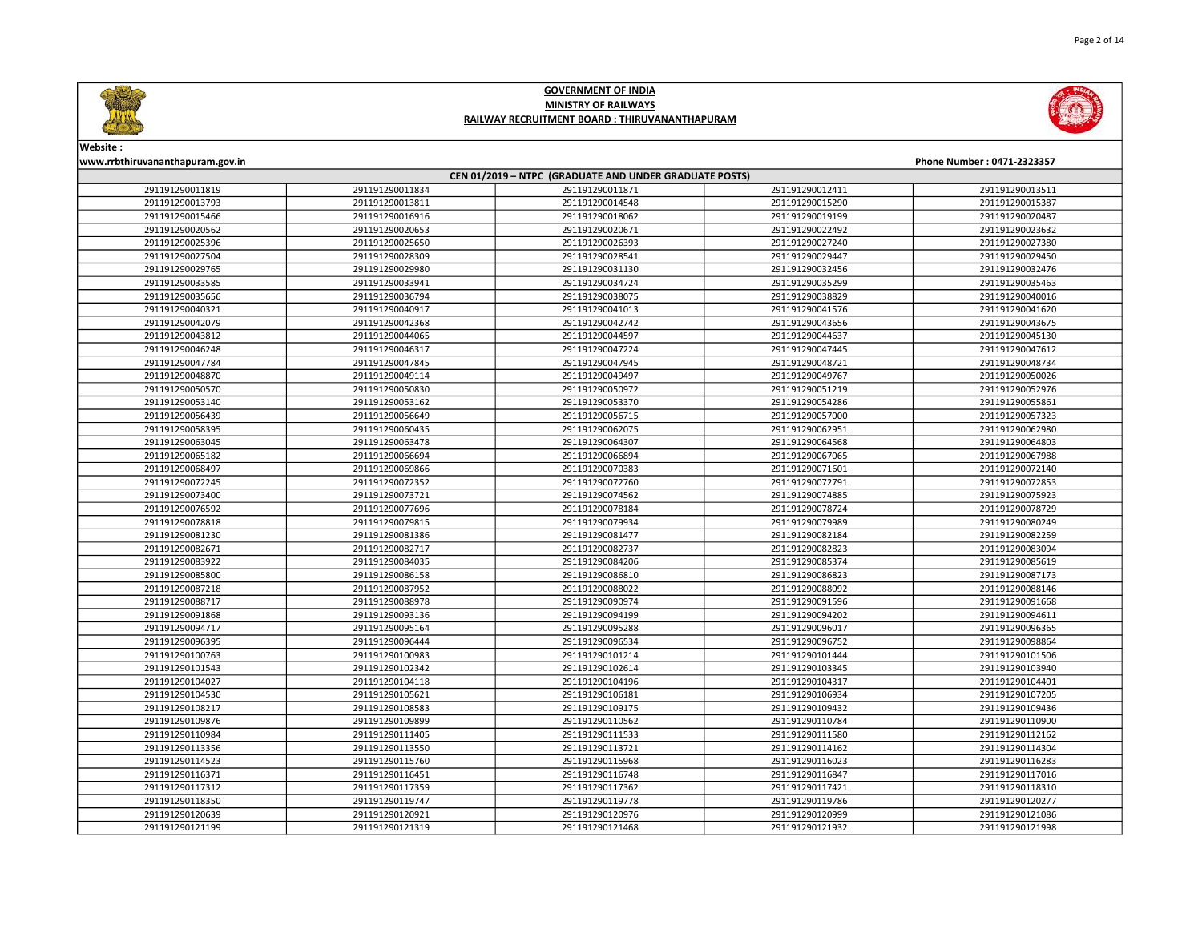**GOVERNMENT OF INDIA**
**MINISTRY OF RAILWAYS**
**RAILWAY RECRUITMENT BOARD : THIRUVANANTHAPURAM**

**Website :**
**www.rrbthiruvananthapuram.gov.in**

**Phone Number : 0471-2323357**

**CEN 01/2019 – NTPC (GRADUATE AND UNDER GRADUATE POSTS)**

| | | | | |
|---|---|---|---|---|
| 291191290011819 | 291191290011834 | 291191290011871 | 291191290012411 | 291191290013511 |
| 291191290013793 | 291191290013811 | 291191290014548 | 291191290015290 | 291191290015387 |
| 291191290015466 | 291191290016916 | 291191290018062 | 291191290019199 | 291191290020487 |
| 291191290020562 | 291191290020653 | 291191290020671 | 291191290022492 | 291191290023632 |
| 291191290025396 | 291191290025650 | 291191290026393 | 291191290027240 | 291191290027380 |
| 291191290027504 | 291191290028309 | 291191290028541 | 291191290029447 | 291191290029450 |
| 291191290029765 | 291191290029980 | 291191290031130 | 291191290032456 | 291191290032476 |
| 291191290033585 | 291191290033941 | 291191290034724 | 291191290035299 | 291191290035463 |
| 291191290035656 | 291191290036794 | 291191290038075 | 291191290038829 | 291191290040016 |
| 291191290040321 | 291191290040917 | 291191290041013 | 291191290041576 | 291191290041620 |
| 291191290042079 | 291191290042368 | 291191290042742 | 291191290043656 | 291191290043675 |
| 291191290043812 | 291191290044065 | 291191290044597 | 291191290044637 | 291191290045130 |
| 291191290046248 | 291191290046317 | 291191290047224 | 291191290047445 | 291191290047612 |
| 291191290047784 | 291191290047845 | 291191290047945 | 291191290048721 | 291191290048734 |
| 291191290048870 | 291191290049114 | 291191290049497 | 291191290049767 | 291191290050026 |
| 291191290050570 | 291191290050830 | 291191290050972 | 291191290051219 | 291191290052976 |
| 291191290053140 | 291191290053162 | 291191290053370 | 291191290054286 | 291191290055861 |
| 291191290056439 | 291191290056649 | 291191290056715 | 291191290057000 | 291191290057323 |
| 291191290058395 | 291191290060435 | 291191290062075 | 291191290062951 | 291191290062980 |
| 291191290063045 | 291191290063478 | 291191290064307 | 291191290064568 | 291191290064803 |
| 291191290065182 | 291191290066694 | 291191290066894 | 291191290067065 | 291191290067988 |
| 291191290068497 | 291191290069866 | 291191290070383 | 291191290071601 | 291191290072140 |
| 291191290072245 | 291191290072352 | 291191290072760 | 291191290072791 | 291191290072853 |
| 291191290073400 | 291191290073721 | 291191290074562 | 291191290074885 | 291191290075923 |
| 291191290076592 | 291191290077696 | 291191290078184 | 291191290078724 | 291191290078729 |
| 291191290078818 | 291191290079815 | 291191290079934 | 291191290079989 | 291191290080249 |
| 291191290081230 | 291191290081386 | 291191290081477 | 291191290082184 | 291191290082259 |
| 291191290082671 | 291191290082717 | 291191290082737 | 291191290082823 | 291191290083094 |
| 291191290083922 | 291191290084206 | 291191290084435 | 291191290085374 | 291191290085619 |
| 291191290085800 | 291191290086158 | 291191290086810 | 291191290086823 | 291191290087173 |
| 291191290087218 | 291191290087952 | 291191290088022 | 291191290088092 | 291191290088146 |
| 291191290088717 | 291191290088978 | 291191290090974 | 291191290091596 | 291191290091668 |
| 291191290091868 | 291191290093136 | 291191290094199 | 291191290094202 | 291191290094611 |
| 291191290094717 | 291191290095164 | 291191290095288 | 291191290096017 | 291191290096365 |
| 291191290096395 | 291191290096444 | 291191290096534 | 291191290096752 | 291191290098864 |
| 291191290100763 | 291191290100983 | 291191290101214 | 291191290101444 | 291191290101506 |
| 291191290101543 | 291191290102342 | 291191290102614 | 291191290103345 | 291191290103940 |
| 291191290104027 | 291191290104118 | 291191290104196 | 291191290104317 | 291191290104401 |
| 291191290104530 | 291191290105621 | 291191290106181 | 291191290106934 | 291191290107205 |
| 291191290108217 | 291191290108583 | 291191290109175 | 291191290109432 | 291191290109436 |
| 291191290109876 | 291191290109899 | 291191290110562 | 291191290110784 | 291191290110900 |
| 291191290110984 | 291191290111405 | 291191290111533 | 291191290111580 | 291191290112162 |
| 291191290113356 | 291191290113550 | 291191290113721 | 291191290114162 | 291191290114304 |
| 291191290114523 | 291191290115760 | 291191290115968 | 291191290116023 | 291191290116283 |
| 291191290116371 | 291191290116451 | 291191290116748 | 291191290116847 | 291191290117016 |
| 291191290117312 | 291191290117359 | 291191290117362 | 291191290117421 | 291191290118310 |
| 291191290118350 | 291191290119747 | 291191290119778 | 291191290119786 | 291191290120277 |
| 291191290120639 | 291191290120921 | 291191290120976 | 291191290120999 | 291191290121086 |
| 291191290121199 | 291191290121319 | 291191290121468 | 291191290121932 | 291191290121998 |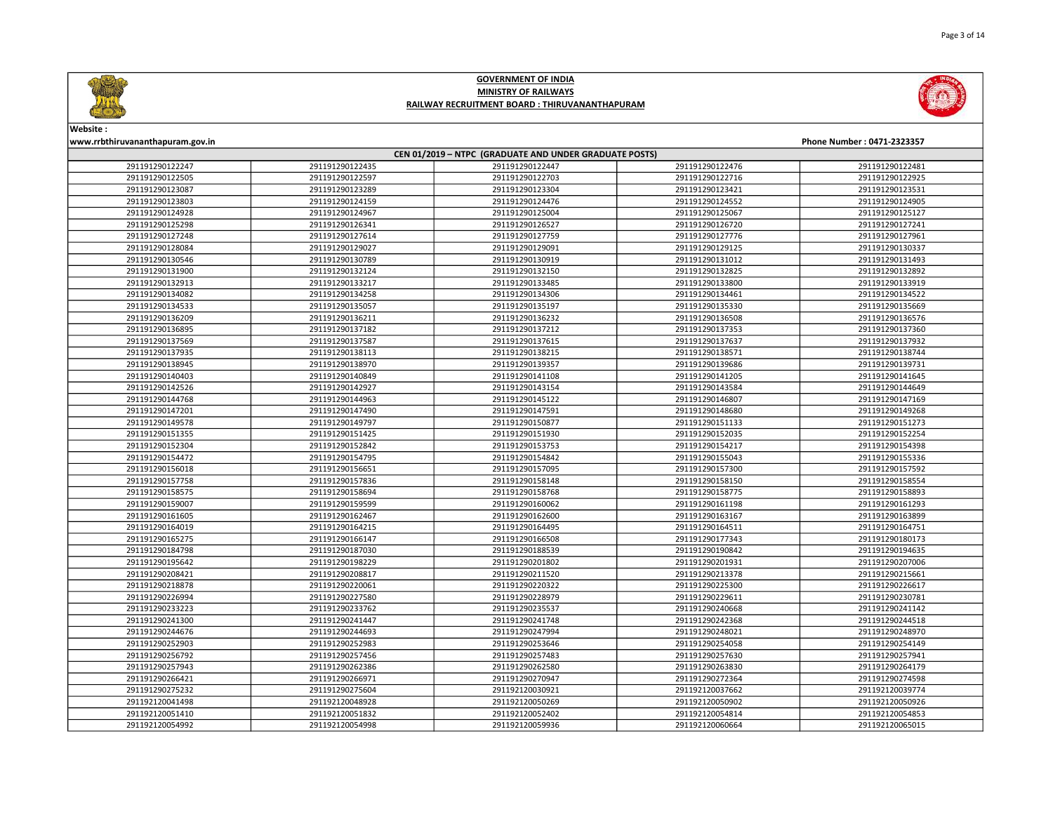**GOVERNMENT OF INDIA**
**MINISTRY OF RAILWAYS**
**RAILWAY RECRUITMENT BOARD : THIRUVANANTHAPURAM**

**Website :**
**www.rrbthiruvananthapuram.gov.in**

**Phone Number : 0471-2323357**

| CEN 01/2019 – NTPC (GRADUATE AND UNDER GRADUATE POSTS) | | | | |
|---|---|---|---|---|
| 291191290122247 | 291191290122435 | 291191290122447 | 291191290122476 | 291191290122481 |
| 291191290122505 | 291191290122597 | 291191290122703 | 291191290122716 | 291191290122925 |
| 291191290123087 | 291191290123289 | 291191290123304 | 291191290123421 | 291191290123531 |
| 291191290123803 | 291191290124159 | 291191290124476 | 291191290124552 | 291191290124905 |
| 291191290124928 | 291191290124967 | 291191290125004 | 291191290125067 | 291191290125127 |
| 291191290125298 | 291191290126341 | 291191290126527 | 291191290126720 | 291191290127241 |
| 291191290127248 | 291191290127614 | 291191290127759 | 291191290127776 | 291191290127961 |
| 291191290128084 | 291191290129027 | 291191290129091 | 291191290129125 | 291191290130337 |
| 291191290130546 | 291191290130789 | 291191290130919 | 291191290131012 | 291191290131493 |
| 291191290131900 | 291191290132124 | 291191290132150 | 291191290132825 | 291191290132892 |
| 291191290132913 | 291191290133217 | 291191290133485 | 291191290133800 | 291191290133919 |
| 291191290134082 | 291191290134258 | 291191290134306 | 291191290134461 | 291191290134522 |
| 291191290134533 | 291191290135057 | 291191290135197 | 291191290135330 | 291191290135669 |
| 291191290136209 | 291191290136211 | 291191290136232 | 291191290136508 | 291191290136576 |
| 291191290136895 | 291191290137182 | 291191290137212 | 291191290137353 | 291191290137360 |
| 291191290137569 | 291191290137587 | 291191290137615 | 291191290137637 | 291191290137932 |
| 291191290137935 | 291191290138113 | 291191290138215 | 291191290138571 | 291191290138744 |
| 291191290138945 | 291191290138970 | 291191290139357 | 291191290139686 | 291191290139731 |
| 291191290140403 | 291191290140849 | 291191290141108 | 291191290141205 | 291191290141645 |
| 291191290142526 | 291191290142927 | 291191290143154 | 291191290143584 | 291191290144649 |
| 291191290144768 | 291191290144963 | 291191290145122 | 291191290146807 | 291191290147169 |
| 291191290147201 | 291191290147490 | 291191290147591 | 291191290148680 | 291191290149268 |
| 291191290149578 | 291191290149797 | 291191290150877 | 291191290151133 | 291191290151273 |
| 291191290151355 | 291191290151425 | 291191290151930 | 291191290152035 | 291191290152254 |
| 291191290152304 | 291191290152842 | 291191290153753 | 291191290154217 | 291191290154398 |
| 291191290154472 | 291191290154795 | 291191290154842 | 291191290155043 | 291191290155336 |
| 291191290156018 | 291191290156651 | 291191290157095 | 291191290157300 | 291191290157592 |
| 291191290157758 | 291191290157836 | 291191290158148 | 291191290158150 | 291191290158554 |
| 291191290158575 | 291191290158694 | 291191290158768 | 291191290158775 | 291191290158893 |
| 291191290159007 | 291191290159599 | 291191290160062 | 291191290161198 | 291191290161293 |
| 291191290161605 | 291191290162467 | 291191290162600 | 291191290163167 | 291191290163899 |
| 291191290164019 | 291191290164215 | 291191290164495 | 291191290164511 | 291191290164751 |
| 291191290165275 | 291191290166147 | 291191290166508 | 291191290177343 | 291191290180173 |
| 291191290184798 | 291191290187030 | 291191290188539 | 291191290190842 | 291191290194635 |
| 291191290195642 | 291191290198229 | 291191290201802 | 291191290201931 | 291191290207006 |
| 291191290208421 | 291191290208817 | 291191290211520 | 291191290213378 | 291191290215661 |
| 291191290218878 | 291191290220061 | 291191290220322 | 291191290225300 | 291191290226617 |
| 291191290226994 | 291191290227580 | 291191290228979 | 291191290229611 | 291191290230781 |
| 291191290233223 | 291191290233762 | 291191290235537 | 291191290240668 | 291191290241142 |
| 291191290241300 | 291191290241447 | 291191290241748 | 291191290242368 | 291191290244518 |
| 291191290244676 | 291191290244693 | 291191290247994 | 291191290248021 | 291191290248970 |
| 291191290252903 | 291191290252983 | 291191290253646 | 291191290254058 | 291191290254149 |
| 291191290256792 | 291191290257456 | 291191290257483 | 291191290257630 | 291191290257941 |
| 291191290257943 | 291191290262386 | 291191290262580 | 291191290263830 | 291191290264179 |
| 291191290266421 | 291191290266971 | 291191290270947 | 291191290272364 | 291191290274598 |
| 291191290275232 | 291191290275604 | 291192120030921 | 291192120037662 | 291192120039774 |
| 291192120041498 | 291192120048928 | 291192120050269 | 291192120050902 | 291192120050926 |
| 291192120051410 | 291192120051832 | 291192120052402 | 291192120054814 | 291192120054853 |
| 291192120054992 | 291192120054998 | 291192120059936 | 291192120060664 | 291192120065015 |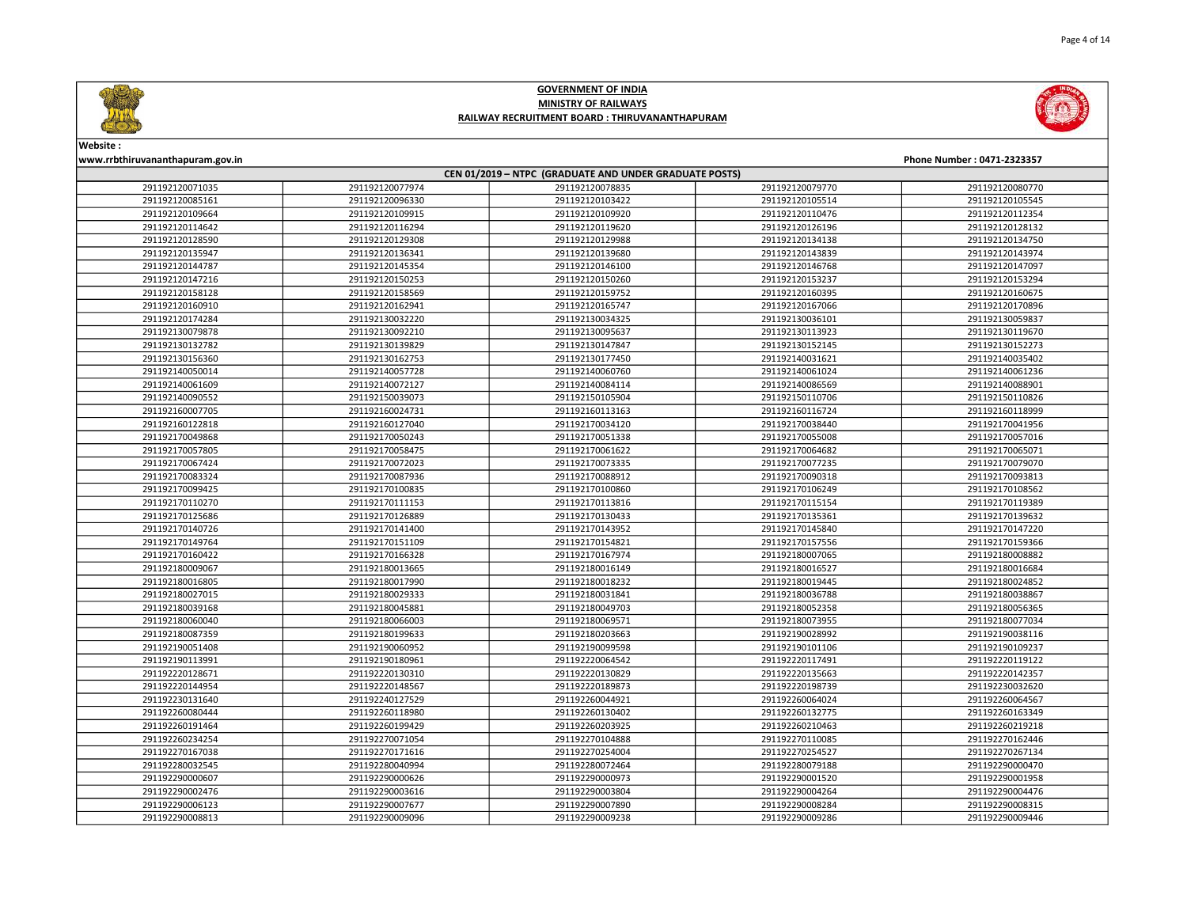# GOVERNMENT OF INDIA

## MINISTRY OF RAILWAYS

## RAILWAY RECRUITMENT BOARD : THIRUVANANTHAPURAM

Website :
www.rrbthiruvananthapuram.gov.in

Phone Number : 0471-2323357

### CEN 01/2019 – NTPC (GRADUATE AND UNDER GRADUATE POSTS)

| | | | | |
|---|---|---|---|---|
| 291192120071035 | 291192120077974 | 291192120078835 | 291192120079770 | 291192120080770 |
| 291192120085161 | 291192120096330 | 291192120103422 | 291192120105514 | 291192120105545 |
| 291192120109664 | 291192120109915 | 291192120109920 | 291192120110476 | 291192120112354 |
| 291192120114642 | 291192120116294 | 291192120119620 | 291192120126196 | 291192120128132 |
| 291192120128590 | 291192120129308 | 291192120129988 | 291192120134138 | 291192120134750 |
| 291192120135947 | 291192120136341 | 291192120139680 | 291192120143839 | 291192120143974 |
| 291192120144787 | 291192120145354 | 291192120146100 | 291192120146768 | 291192120147097 |
| 291192120147216 | 291192120150253 | 291192120150260 | 291192120153237 | 291192120153294 |
| 291192120158128 | 291192120158569 | 291192120159752 | 291192120160395 | 291192120160675 |
| 291192120160910 | 291192120162941 | 291192120165747 | 291192120167066 | 291192120170896 |
| 291192120174284 | 291192130032220 | 291192130034325 | 291192130036101 | 291192130059837 |
| 291192130079878 | 291192130092210 | 291192130095637 | 291192130113923 | 291192130119670 |
| 291192130132782 | 291192130139829 | 291192130147847 | 291192130152145 | 291192130152273 |
| 291192130156360 | 291192130162753 | 291192130177450 | 291192140031621 | 291192140035402 |
| 291192140050014 | 291192140057728 | 291192140060760 | 291192140061024 | 291192140061236 |
| 291192140061609 | 291192140072127 | 291192140084114 | 291192140086569 | 291192140088901 |
| 291192140090552 | 291192150039073 | 291192150105904 | 291192150110706 | 291192150110826 |
| 291192160007705 | 291192160024731 | 291192160113163 | 291192160116724 | 291192160118999 |
| 291192160122818 | 291192160127040 | 291192170034120 | 291192170038440 | 291192170041956 |
| 291192170049868 | 291192170050243 | 291192170051338 | 291192170055008 | 291192170057016 |
| 291192170057805 | 291192170058475 | 291192170061622 | 291192170064682 | 291192170065071 |
| 291192170067424 | 291192170072023 | 291192170073335 | 291192170077235 | 291192170079070 |
| 291192170083324 | 291192170087936 | 291192170088912 | 291192170090318 | 291192170093813 |
| 291192170099425 | 291192170100835 | 291192170100860 | 291192170106249 | 291192170108562 |
| 291192170110270 | 291192170111153 | 291192170113816 | 291192170115154 | 291192170119389 |
| 291192170125686 | 291192170126889 | 291192170130433 | 291192170135361 | 291192170139632 |
| 291192170140726 | 291192170141400 | 291192170143952 | 291192170145840 | 291192170147220 |
| 291192170149764 | 291192170151109 | 291192170154821 | 291192170157556 | 291192170159366 |
| 291192170160422 | 291192170166328 | 291192170167974 | 291192180007065 | 291192180008882 |
| 291192180009067 | 291192180013665 | 291192180016149 | 291192180016527 | 291192180016684 |
| 291192180016805 | 291192180017990 | 291192180018232 | 291192180019445 | 291192180024852 |
| 291192180027015 | 291192180029333 | 291192180031841 | 291192180036788 | 291192180038867 |
| 291192180039168 | 291192180045881 | 291192180049703 | 291192180052358 | 291192180056365 |
| 291192180060040 | 291192180066003 | 291192180069571 | 291192180073955 | 291192180077034 |
| 291192180087359 | 291192180199633 | 291192180203663 | 291192190028992 | 291192190038116 |
| 291192190051408 | 291192190060952 | 291192190099598 | 291192190101106 | 291192190109237 |
| 291192190113991 | 291192190180961 | 291192220064542 | 291192220117491 | 291192220119122 |
| 291192220128671 | 291192220130310 | 291192220130829 | 291192220135663 | 291192220142357 |
| 291192220144954 | 291192220148567 | 291192220189873 | 291192220198739 | 291192230032620 |
| 291192230131640 | 291192240127529 | 291192260044921 | 291192260064024 | 291192260064567 |
| 291192260080444 | 291192260118980 | 291192260130402 | 291192260132775 | 291192260163349 |
| 291192260191464 | 291192260199429 | 291192260203925 | 291192260210463 | 291192260219218 |
| 291192260234254 | 291192270071054 | 291192270104888 | 291192270110085 | 291192270162446 |
| 291192270167038 | 291192270171616 | 291192270254004 | 291192270254527 | 291192270267134 |
| 291192280032545 | 291192280040994 | 291192280072464 | 291192280079188 | 291192290000470 |
| 291192290000607 | 291192290000626 | 291192290000973 | 291192290001520 | 291192290001958 |
| 291192290002476 | 291192290003616 | 291192290003804 | 291192290004264 | 291192290004476 |
| 291192290006123 | 291192290007677 | 291192290007890 | 291192290008284 | 291192290008315 |
| 291192290008813 | 291192290009096 | 291192290009238 | 291192290009286 | 291192290009446 |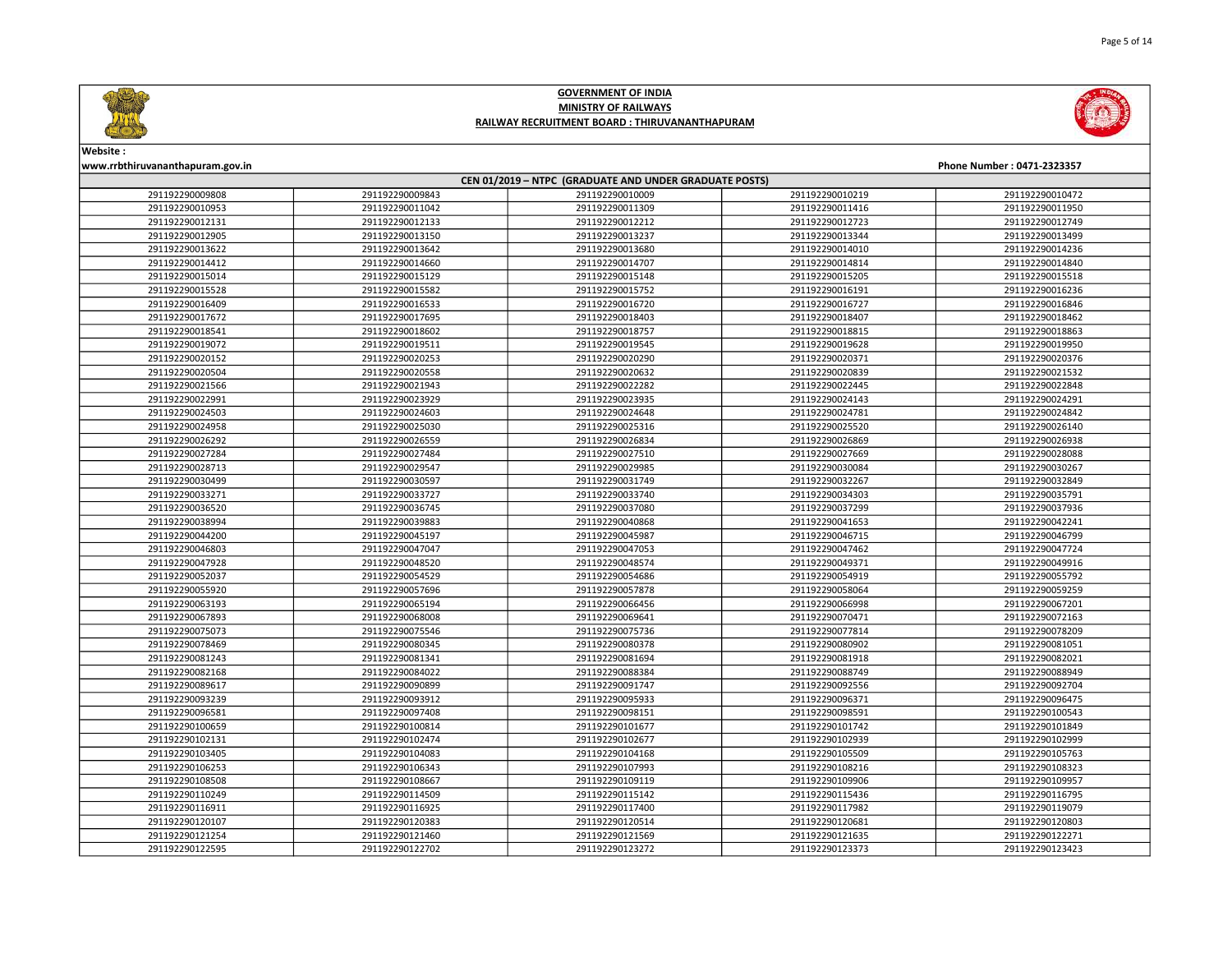# GOVERNMENT OF INDIA

## MINISTRY OF RAILWAYS

## RAILWAY RECRUITMENT BOARD : THIRUVANANTHAPURAM

Website :
www.rrbthiruvananthapuram.gov.in

Phone Number : 0471-2323357

### CEN 01/2019 – NTPC (GRADUATE AND UNDER GRADUATE POSTS)

| | | | | |
|---|---|---|---|---|
| 291192290009808 | 291192290009843 | 291192290010009 | 291192290010219 | 291192290010472 |
| 291192290010953 | 291192290011042 | 291192290011309 | 291192290011416 | 291192290011950 |
| 291192290012131 | 291192290012133 | 291192290012212 | 291192290012723 | 291192290012749 |
| 291192290012905 | 291192290013150 | 291192290013237 | 291192290013344 | 291192290013499 |
| 291192290013622 | 291192290013642 | 291192290013680 | 291192290014010 | 291192290014236 |
| 291192290014412 | 291192290014660 | 291192290014707 | 291192290014814 | 291192290014840 |
| 291192290015014 | 291192290015129 | 291192290015148 | 291192290015205 | 291192290015518 |
| 291192290015528 | 291192290015582 | 291192290015752 | 291192290016191 | 291192290016236 |
| 291192290016409 | 291192290016533 | 291192290016720 | 291192290016727 | 291192290016846 |
| 291192290017672 | 291192290017695 | 291192290018403 | 291192290018407 | 291192290018462 |
| 291192290018541 | 291192290018602 | 291192290018757 | 291192290018815 | 291192290018863 |
| 291192290019072 | 291192290019511 | 291192290019545 | 291192290019628 | 291192290019950 |
| 291192290020152 | 291192290020253 | 291192290020290 | 291192290020371 | 291192290020376 |
| 291192290020504 | 291192290020558 | 291192290020632 | 291192290020839 | 291192290021532 |
| 291192290021566 | 291192290021943 | 291192290022282 | 291192290022445 | 291192290022848 |
| 291192290022991 | 291192290023929 | 291192290023935 | 291192290024143 | 291192290024291 |
| 291192290024503 | 291192290024603 | 291192290024648 | 291192290024781 | 291192290024842 |
| 291192290024958 | 291192290025030 | 291192290025316 | 291192290025520 | 291192290026140 |
| 291192290026292 | 291192290026559 | 291192290026834 | 291192290026869 | 291192290026938 |
| 291192290027284 | 291192290027484 | 291192290027510 | 291192290027669 | 291192290028088 |
| 291192290028713 | 291192290029547 | 291192290029985 | 291192290030084 | 291192290030267 |
| 291192290030499 | 291192290030597 | 291192290031749 | 291192290032267 | 291192290032849 |
| 291192290033271 | 291192290033727 | 291192290033740 | 291192290034303 | 291192290035791 |
| 291192290036520 | 291192290036745 | 291192290037080 | 291192290037299 | 291192290037936 |
| 291192290038994 | 291192290039883 | 291192290040868 | 291192290041653 | 291192290042241 |
| 291192290044200 | 291192290045197 | 291192290045987 | 291192290046715 | 291192290046799 |
| 291192290046803 | 291192290047047 | 291192290047053 | 291192290047462 | 291192290047724 |
| 291192290047928 | 291192290048520 | 291192290048574 | 291192290049371 | 291192290049916 |
| 291192290052037 | 291192290054529 | 291192290054686 | 291192290054919 | 291192290055792 |
| 291192290055920 | 291192290057696 | 291192290057878 | 291192290058064 | 291192290059259 |
| 291192290063193 | 291192290065194 | 291192290066456 | 291192290066998 | 291192290067201 |
| 291192290067893 | 291192290068008 | 291192290069641 | 291192290070471 | 291192290072163 |
| 291192290075073 | 291192290075546 | 291192290075736 | 291192290077814 | 291192290078209 |
| 291192290078469 | 291192290080345 | 291192290080378 | 291192290080902 | 291192290081051 |
| 291192290081243 | 291192290081341 | 291192290081694 | 291192290081918 | 291192290082021 |
| 291192290082168 | 291192290084022 | 291192290088384 | 291192290088749 | 291192290088949 |
| 291192290089617 | 291192290090899 | 291192290091747 | 291192290092556 | 291192290092704 |
| 291192290093239 | 291192290093912 | 291192290095933 | 291192290096371 | 291192290096475 |
| 291192290096581 | 291192290097408 | 291192290098151 | 291192290098591 | 291192290100543 |
| 291192290100659 | 291192290100814 | 291192290101677 | 291192290101742 | 291192290101849 |
| 291192290102131 | 291192290102474 | 291192290102677 | 291192290102939 | 291192290102999 |
| 291192290103405 | 291192290104083 | 291192290104168 | 291192290105509 | 291192290105763 |
| 291192290106253 | 291192290106343 | 291192290107993 | 291192290108216 | 291192290108323 |
| 291192290108508 | 291192290108667 | 291192290109119 | 291192290109906 | 291192290109957 |
| 291192290110249 | 291192290114509 | 291192290115142 | 291192290115436 | 291192290116795 |
| 291192290116911 | 291192290116925 | 291192290117400 | 291192290117982 | 291192290119079 |
| 291192290120107 | 291192290120383 | 291192290120514 | 291192290120681 | 291192290120803 |
| 291192290121254 | 291192290121460 | 291192290121569 | 291192290121635 | 291192290122271 |
| 291192290122595 | 291192290122702 | 291192290123272 | 291192290123373 | 291192290123423 |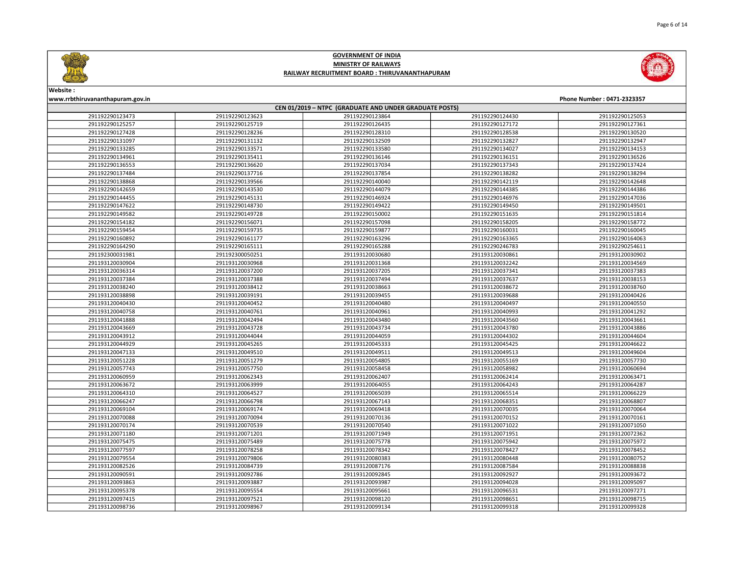# GOVERNMENT OF INDIA
## MINISTRY OF RAILWAYS
## RAILWAY RECRUITMENT BOARD : THIRUVANANTHAPURAM

Website :
www.rrbthiruvananthapuram.gov.in

Phone Number : 0471-2323357

### CEN 01/2019 – NTPC (GRADUATE AND UNDER GRADUATE POSTS)

| | | | | |
|---|---|---|---|---|
| 291192290123473 | 291192290123623 | 291192290123864 | 291192290124430 | 291192290125053 |
| 291192290125257 | 291192290125719 | 291192290126435 | 291192290127172 | 291192290127361 |
| 291192290127428 | 291192290128236 | 291192290128310 | 291192290128538 | 291192290130520 |
| 291192290131097 | 291192290131132 | 291192290132509 | 291192290132827 | 291192290132947 |
| 291192290133285 | 291192290133571 | 291192290133580 | 291192290134027 | 291192290134153 |
| 291192290134961 | 291192290135411 | 291192290136146 | 291192290136151 | 291192290136526 |
| 291192290136553 | 291192290136620 | 291192290137034 | 291192290137343 | 291192290137424 |
| 291192290137484 | 291192290137716 | 291192290137854 | 291192290138282 | 291192290138294 |
| 291192290138868 | 291192290139566 | 291192290140040 | 291192290142119 | 291192290142648 |
| 291192290142659 | 291192290143530 | 291192290144079 | 291192290144385 | 291192290144386 |
| 291192290144455 | 291192290145131 | 291192290146924 | 291192290146976 | 291192290147036 |
| 291192290147622 | 291192290148730 | 291192290149422 | 291192290149450 | 291192290149501 |
| 291192290149582 | 291192290149728 | 291192290150002 | 291192290151635 | 291192290151814 |
| 291192290154182 | 291192290156071 | 291192290157098 | 291192290158205 | 291192290158772 |
| 291192290159454 | 291192290159735 | 291192290159877 | 291192290160031 | 291192290160045 |
| 291192290160892 | 291192290161177 | 291192290163296 | 291192290163365 | 291192290164063 |
| 291192290164290 | 291192290165111 | 291192290165288 | 291192290246783 | 291192290254611 |
| 291192300031981 | 291192300050251 | 291193120030680 | 291193120030861 | 291193120030902 |
| 291193120030904 | 291193120030968 | 291193120031368 | 291193120032242 | 291193120034569 |
| 291193120036314 | 291193120037200 | 291193120037205 | 291193120037341 | 291193120037383 |
| 291193120037384 | 291193120037388 | 291193120037494 | 291193120037637 | 291193120038153 |
| 291193120038240 | 291193120038412 | 291193120038663 | 291193120038672 | 291193120038760 |
| 291193120038898 | 291193120039191 | 291193120039455 | 291193120039688 | 291193120040426 |
| 291193120040430 | 291193120040452 | 291193120040480 | 291193120040497 | 291193120040550 |
| 291193120040758 | 291193120040761 | 291193120040961 | 291193120040993 | 291193120041292 |
| 291193120041888 | 291193120042494 | 291193120043480 | 291193120043560 | 291193120043661 |
| 291193120043669 | 291193120043728 | 291193120043734 | 291193120043780 | 291193120043886 |
| 291193120043912 | 291193120044044 | 291193120044059 | 291193120044302 | 291193120044604 |
| 291193120044929 | 291193120045265 | 291193120045333 | 291193120045425 | 291193120046622 |
| 291193120047133 | 291193120049510 | 291193120049511 | 291193120049513 | 291193120049604 |
| 291193120051228 | 291193120051279 | 291193120054805 | 291193120055169 | 291193120057730 |
| 291193120057743 | 291193120057750 | 291193120058458 | 291193120058982 | 291193120060694 |
| 291193120060959 | 291193120062343 | 291193120062407 | 291193120062414 | 291193120063471 |
| 291193120063672 | 291193120063999 | 291193120064055 | 291193120064243 | 291193120064287 |
| 291193120064310 | 291193120064527 | 291193120065039 | 291193120065514 | 291193120066229 |
| 291193120066247 | 291193120066798 | 291193120067143 | 291193120068351 | 291193120068807 |
| 291193120069104 | 291193120069174 | 291193120069418 | 291193120070035 | 291193120070064 |
| 291193120070088 | 291193120070094 | 291193120070136 | 291193120070152 | 291193120070161 |
| 291193120070174 | 291193120070539 | 291193120070540 | 291193120071022 | 291193120071050 |
| 291193120071180 | 291193120071201 | 291193120071949 | 291193120071951 | 291193120072362 |
| 291193120075475 | 291193120075489 | 291193120075778 | 291193120075942 | 291193120075972 |
| 291193120077597 | 291193120078258 | 291193120078342 | 291193120078427 | 291193120078452 |
| 291193120079554 | 291193120079806 | 291193120080383 | 291193120080448 | 291193120080752 |
| 291193120082526 | 291193120084739 | 291193120087176 | 291193120087584 | 291193120088838 |
| 291193120090591 | 291193120092786 | 291193120092845 | 291193120092927 | 291193120093672 |
| 291193120093863 | 291193120093887 | 291193120093987 | 291193120094028 | 291193120095097 |
| 291193120095378 | 291193120095554 | 291193120095661 | 291193120096531 | 291193120097271 |
| 291193120097415 | 291193120097521 | 291193120098120 | 291193120098651 | 291193120098715 |
| 291193120098736 | 291193120098967 | 291193120099134 | 291193120099318 | 291193120099328 |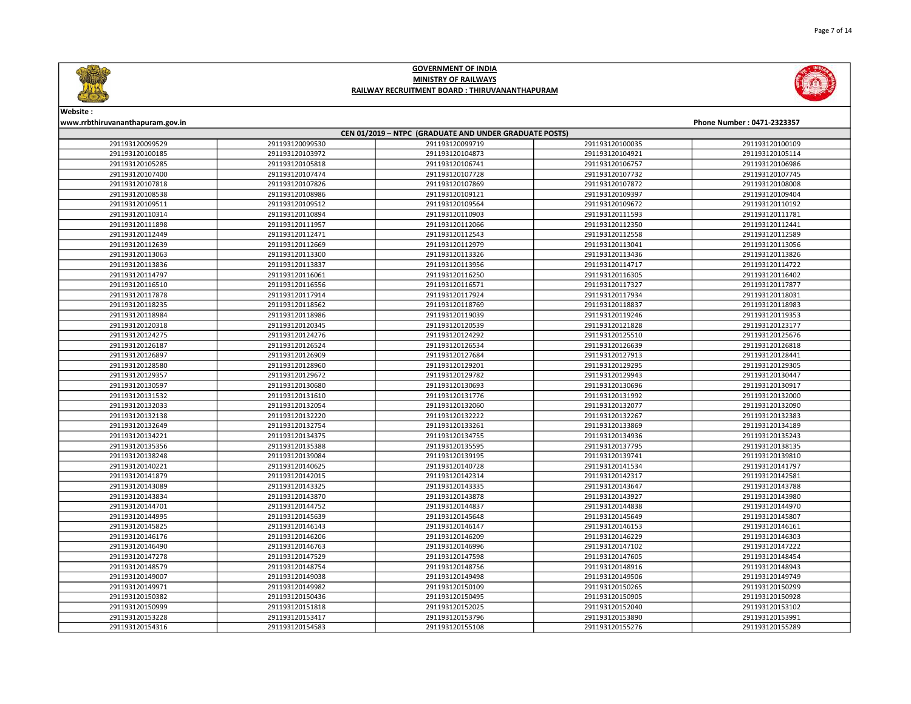# GOVERNMENT OF INDIA
## MINISTRY OF RAILWAYS
### RAILWAY RECRUITMENT BOARD : THIRUVANANTHAPURAM

Website :
www.rrbthiruvananthapuram.gov.in

Phone Number : 0471-2323357

**CEN 01/2019 – NTPC (GRADUATE AND UNDER GRADUATE POSTS)**

| | | | | |
|---|---|---|---|---|
| 291193120099529 | 291193120099530 | 291193120099719 | 291193120100035 | 291193120100109 |
| 291193120100185 | 291193120103972 | 291193120104873 | 291193120104921 | 291193120105114 |
| 291193120105285 | 291193120105818 | 291193120106741 | 291193120106757 | 291193120106986 |
| 291193120107400 | 291193120107474 | 291193120107728 | 291193120107732 | 291193120107745 |
| 291193120107818 | 291193120107826 | 291193120107869 | 291193120107872 | 291193120108008 |
| 291193120108538 | 291193120108986 | 291193120109121 | 291193120109397 | 291193120109404 |
| 291193120109511 | 291193120109512 | 291193120109564 | 291193120109672 | 291193120110192 |
| 291193120110314 | 291193120110894 | 291193120110903 | 291193120111593 | 291193120111781 |
| 291193120111898 | 291193120111957 | 291193120112066 | 291193120112350 | 291193120112441 |
| 291193120112449 | 291193120112471 | 291193120112543 | 291193120112558 | 291193120112589 |
| 291193120112639 | 291193120112669 | 291193120112979 | 291193120113041 | 291193120113056 |
| 291193120113063 | 291193120113300 | 291193120113326 | 291193120113436 | 291193120113826 |
| 291193120113836 | 291193120113837 | 291193120113956 | 291193120114717 | 291193120114722 |
| 291193120114797 | 291193120116061 | 291193120116250 | 291193120116305 | 291193120116402 |
| 291193120116510 | 291193120116556 | 291193120116571 | 291193120117327 | 291193120117877 |
| 291193120117878 | 291193120117914 | 291193120117924 | 291193120117934 | 291193120118031 |
| 291193120118235 | 291193120118562 | 291193120118769 | 291193120118837 | 291193120118983 |
| 291193120118984 | 291193120118986 | 291193120119039 | 291193120119246 | 291193120119353 |
| 291193120120318 | 291193120120345 | 291193120120539 | 291193120121828 | 291193120123177 |
| 291193120124275 | 291193120124276 | 291193120124292 | 291193120125510 | 291193120125676 |
| 291193120126187 | 291193120126524 | 291193120126534 | 291193120126639 | 291193120126818 |
| 291193120126897 | 291193120126909 | 291193120127684 | 291193120127913 | 291193120128441 |
| 291193120128580 | 291193120128960 | 291193120129201 | 291193120129295 | 291193120129305 |
| 291193120129357 | 291193120129672 | 291193120129782 | 291193120129943 | 291193120130447 |
| 291193120130597 | 291193120130680 | 291193120130693 | 291193120130696 | 291193120130917 |
| 291193120131532 | 291193120131610 | 291193120131776 | 291193120131992 | 291193120132000 |
| 291193120132033 | 291193120132054 | 291193120132060 | 291193120132077 | 291193120132090 |
| 291193120132138 | 291193120132220 | 291193120132222 | 291193120132267 | 291193120132383 |
| 291193120132649 | 291193120132754 | 291193120133261 | 291193120133869 | 291193120134189 |
| 291193120134221 | 291193120134375 | 291193120134755 | 291193120134936 | 291193120135243 |
| 291193120135356 | 291193120135388 | 291193120135595 | 291193120137795 | 291193120138135 |
| 291193120138248 | 291193120139084 | 291193120139195 | 291193120139741 | 291193120139810 |
| 291193120140221 | 291193120140625 | 291193120140728 | 291193120141534 | 291193120141797 |
| 291193120141879 | 291193120142015 | 291193120142314 | 291193120142317 | 291193120142581 |
| 291193120143089 | 291193120143325 | 291193120143335 | 291193120143647 | 291193120143788 |
| 291193120143834 | 291193120143870 | 291193120143878 | 291193120143927 | 291193120143980 |
| 291193120144701 | 291193120144752 | 291193120144837 | 291193120144838 | 291193120144970 |
| 291193120144995 | 291193120145639 | 291193120145648 | 291193120145649 | 291193120145807 |
| 291193120145825 | 291193120146143 | 291193120146147 | 291193120146153 | 291193120146161 |
| 291193120146176 | 291193120146206 | 291193120146209 | 291193120146229 | 291193120146303 |
| 291193120146490 | 291193120146763 | 291193120146996 | 291193120147102 | 291193120147222 |
| 291193120147278 | 291193120147529 | 291193120147598 | 291193120147605 | 291193120148454 |
| 291193120148579 | 291193120148754 | 291193120148756 | 291193120148916 | 291193120148943 |
| 291193120149007 | 291193120149038 | 291193120149498 | 291193120149506 | 291193120149749 |
| 291193120149971 | 291193120149982 | 291193120150109 | 291193120150265 | 291193120150299 |
| 291193120150382 | 291193120150436 | 291193120150495 | 291193120150905 | 291193120150928 |
| 291193120150999 | 291193120151818 | 291193120152025 | 291193120152040 | 291193120153102 |
| 291193120153228 | 291193120153417 | 291193120153796 | 291193120153890 | 291193120153991 |
| 291193120154316 | 291193120154583 | 291193120155108 | 291193120155276 | 291193120155289 |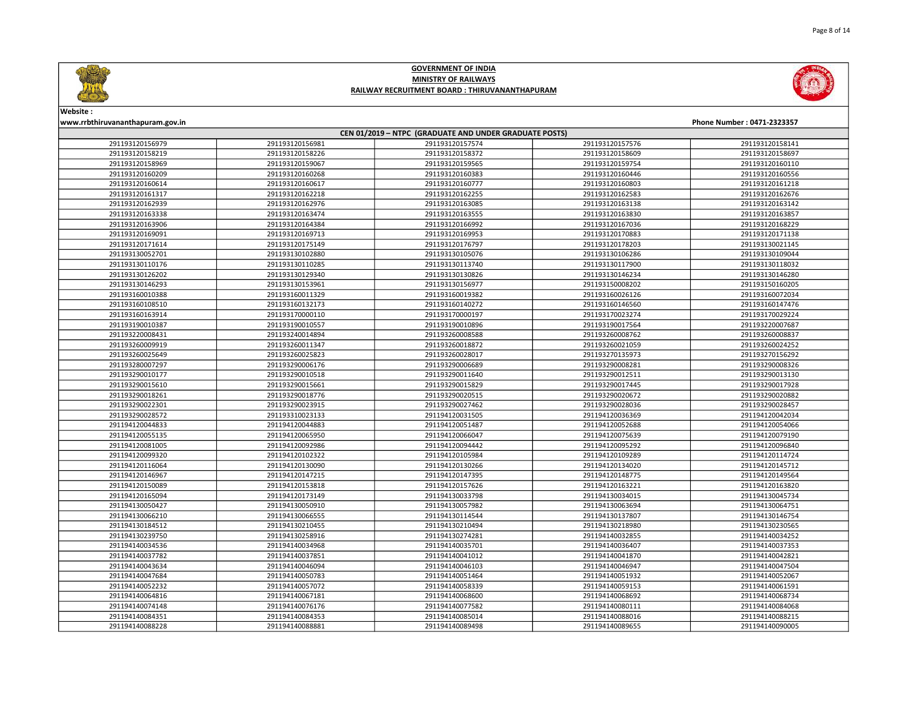# GOVERNMENT OF INDIA

## MINISTRY OF RAILWAYS

## RAILWAY RECRUITMENT BOARD : THIRUVANANTHAPURAM

Website :
www.rrbthiruvananthapuram.gov.in

Phone Number : 0471-2323357

| CEN 01/2019 – NTPC (GRADUATE AND UNDER GRADUATE POSTS) | | | | |
|---|---|---|---|---|
| 291193120156979 | 291193120156981 | 291193120157574 | 291193120157576 | 291193120158141 |
| 291193120158219 | 291193120158226 | 291193120158372 | 291193120158609 | 291193120158697 |
| 291193120158969 | 291193120159067 | 291193120159565 | 291193120159754 | 291193120160110 |
| 291193120160209 | 291193120160268 | 291193120160383 | 291193120160446 | 291193120160556 |
| 291193120160614 | 291193120160617 | 291193120160777 | 291193120160803 | 291193120161218 |
| 291193120161317 | 291193120162218 | 291193120162255 | 291193120162583 | 291193120162676 |
| 291193120162939 | 291193120162976 | 291193120163085 | 291193120163138 | 291193120163142 |
| 291193120163338 | 291193120163474 | 291193120163555 | 291193120163830 | 291193120163857 |
| 291193120163906 | 291193120164384 | 291193120166992 | 291193120167036 | 291193120168229 |
| 291193120169091 | 291193120169713 | 291193120169953 | 291193120170883 | 291193120171138 |
| 291193120171614 | 291193120175149 | 291193120176797 | 291193120178203 | 291193130021145 |
| 291193130052701 | 291193130102880 | 291193130105076 | 291193130106286 | 291193130109044 |
| 291193130110176 | 291193130110285 | 291193130113740 | 291193130117900 | 291193130118032 |
| 291193130126202 | 291193130129340 | 291193130130826 | 291193130146234 | 291193130146280 |
| 291193130146293 | 291193130153961 | 291193130156977 | 291193150008202 | 291193150160205 |
| 291193160010388 | 291193160011329 | 291193160019382 | 291193160026126 | 291193160072034 |
| 291193160108510 | 291193160132173 | 291193160140272 | 291193160146560 | 291193160147476 |
| 291193160163914 | 291193170000110 | 291193170000197 | 291193170023274 | 291193170029224 |
| 291193190010387 | 291193190010557 | 291193190010896 | 291193190017564 | 291193220007687 |
| 291193220008431 | 291193240014894 | 291193260008588 | 291193260008762 | 291193260008837 |
| 291193260009919 | 291193260011347 | 291193260018872 | 291193260021059 | 291193260024252 |
| 291193260025649 | 291193260025823 | 291193260028017 | 291193270135973 | 291193270156292 |
| 291193280007297 | 291193290006176 | 291193290006689 | 291193290008281 | 291193290008326 |
| 291193290010177 | 291193290010518 | 291193290011640 | 291193290012511 | 291193290013130 |
| 291193290015610 | 291193290015661 | 291193290015829 | 291193290017445 | 291193290017928 |
| 291193290018261 | 291193290018776 | 291193290020515 | 291193290020672 | 291193290020882 |
| 291193290022301 | 291193290023915 | 291193290027462 | 291193290028036 | 291193290028457 |
| 291193290028572 | 291193310023133 | 291194120031505 | 291194120036369 | 291194120042034 |
| 291194120044833 | 291194120044883 | 291194120051487 | 291194120052688 | 291194120054066 |
| 291194120055135 | 291194120065950 | 291194120066047 | 291194120075639 | 291194120079190 |
| 291194120081005 | 291194120092986 | 291194120094442 | 291194120095292 | 291194120096840 |
| 291194120099320 | 291194120102322 | 291194120105984 | 291194120109289 | 291194120114724 |
| 291194120116064 | 291194120130090 | 291194120130266 | 291194120134020 | 291194120145712 |
| 291194120146967 | 291194120147215 | 291194120147395 | 291194120148775 | 291194120149564 |
| 291194120150089 | 291194120153818 | 291194120157626 | 291194120163221 | 291194120163820 |
| 291194120165094 | 291194120173149 | 291194130033798 | 291194130034015 | 291194130045734 |
| 291194130050427 | 291194130050910 | 291194130057982 | 291194130063694 | 291194130064751 |
| 291194130066210 | 291194130066555 | 291194130114544 | 291194130137807 | 291194130146754 |
| 291194130184512 | 291194130210455 | 291194130210494 | 291194130218980 | 291194130230565 |
| 291194130239750 | 291194130258916 | 291194130274281 | 291194140032855 | 291194140034252 |
| 291194140034536 | 291194140034968 | 291194140035701 | 291194140036407 | 291194140037353 |
| 291194140037782 | 291194140037851 | 291194140041012 | 291194140041870 | 291194140042821 |
| 291194140043634 | 291194140046094 | 291194140046103 | 291194140046947 | 291194140047504 |
| 291194140047684 | 291194140050783 | 291194140051464 | 291194140051932 | 291194140052067 |
| 291194140052232 | 291194140057072 | 291194140058339 | 291194140059153 | 291194140061591 |
| 291194140064816 | 291194140067181 | 291194140068600 | 291194140068692 | 291194140068734 |
| 291194140074148 | 291194140076176 | 291194140077582 | 291194140080111 | 291194140084068 |
| 291194140084351 | 291194140084353 | 291194140085014 | 291194140088016 | 291194140088215 |
| 291194140088228 | 291194140088881 | 291194140089498 | 291194140089655 | 291194140090005 |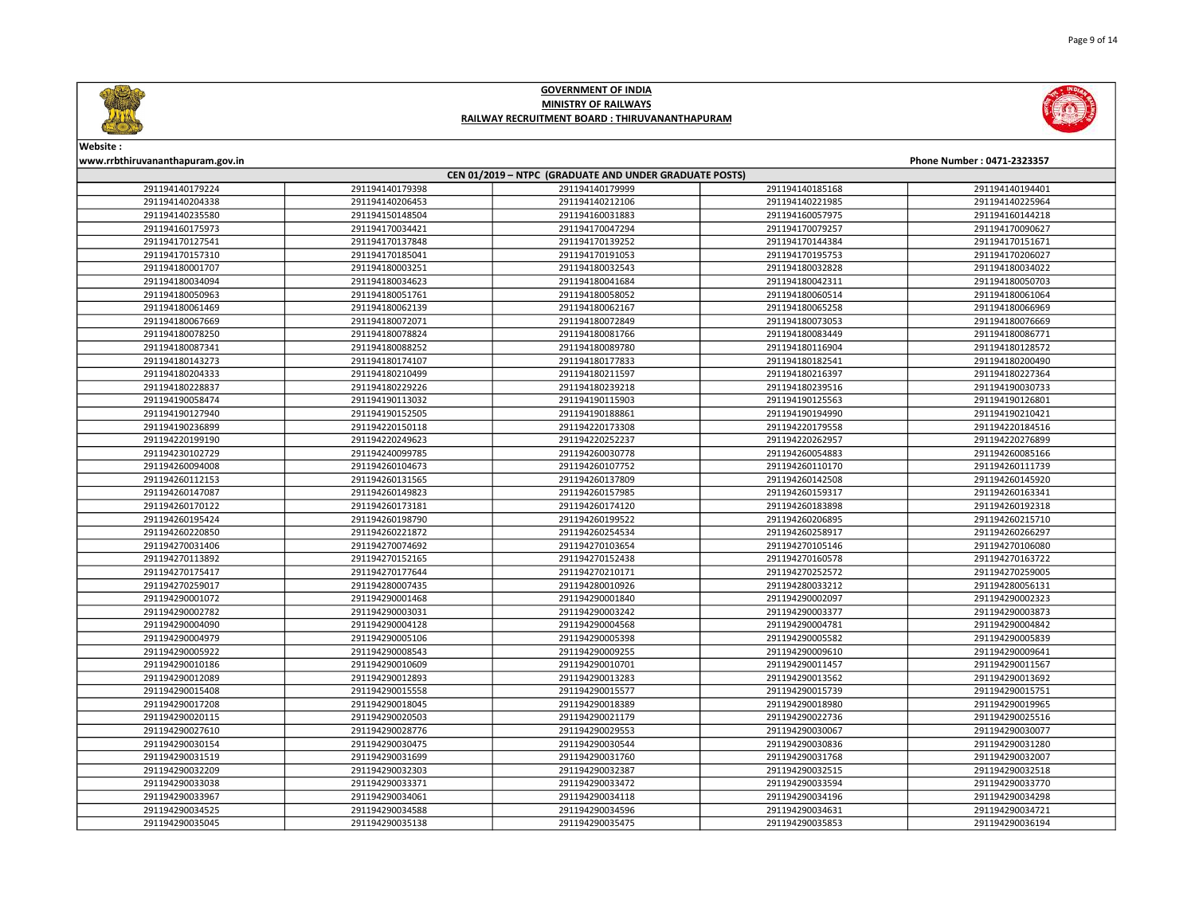# GOVERNMENT OF INDIA
## MINISTRY OF RAILWAYS
### RAILWAY RECRUITMENT BOARD : THIRUVANANTHAPURAM

Website :
www.rrbthiruvananthapuram.gov.in

Phone Number : 0471-2323357

| CEN 01/2019 – NTPC (GRADUATE AND UNDER GRADUATE POSTS) | | | | |
|---|---|---|---|---|
| 291194140179224 | 291194140179398 | 291194140179999 | 291194140185168 | 291194140194401 |
| 291194140204338 | 291194140206453 | 291194140212106 | 291194140221985 | 291194140225964 |
| 291194140235580 | 291194150148504 | 291194160031883 | 291194160057975 | 291194160144218 |
| 291194160175973 | 291194170034421 | 291194170047294 | 291194170079257 | 291194170090627 |
| 291194170127541 | 291194170137848 | 291194170139252 | 291194170144384 | 291194170151671 |
| 291194170157310 | 291194170185041 | 291194170191053 | 291194170195753 | 291194170206027 |
| 291194180001707 | 291194180003251 | 291194180032543 | 291194180032828 | 291194180034022 |
| 291194180034094 | 291194180034623 | 291194180041684 | 291194180042311 | 291194180050703 |
| 291194180050963 | 291194180051761 | 291194180058052 | 291194180060514 | 291194180061064 |
| 291194180061469 | 291194180062139 | 291194180062167 | 291194180065258 | 291194180066969 |
| 291194180067669 | 291194180072071 | 291194180072849 | 291194180073053 | 291194180076669 |
| 291194180078250 | 291194180078824 | 291194180081766 | 291194180083449 | 291194180086771 |
| 291194180087341 | 291194180088252 | 291194180089780 | 291194180116904 | 291194180128572 |
| 291194180143273 | 291194180174107 | 291194180177833 | 291194180182541 | 291194180200490 |
| 291194180204333 | 291194180210499 | 291194180211597 | 291194180216397 | 291194180227364 |
| 291194180228837 | 291194180229226 | 291194180239218 | 291194180239516 | 291194190030733 |
| 291194190058474 | 291194190113032 | 291194190115903 | 291194190125563 | 291194190126801 |
| 291194190127940 | 291194190152505 | 291194190188861 | 291194190194990 | 291194190210421 |
| 291194190236899 | 291194220150118 | 291194220173308 | 291194220179558 | 291194220184516 |
| 291194220199190 | 291194220249623 | 291194220252237 | 291194220262957 | 291194220276899 |
| 291194230102729 | 291194240099785 | 291194260030778 | 291194260054883 | 291194260085166 |
| 291194260094008 | 291194260104673 | 291194260107752 | 291194260110170 | 291194260111739 |
| 291194260112153 | 291194260131565 | 291194260137809 | 291194260142508 | 291194260145920 |
| 291194260147087 | 291194260149823 | 291194260157985 | 291194260159317 | 291194260163341 |
| 291194260170122 | 291194260173181 | 291194260174120 | 291194260183898 | 291194260192318 |
| 291194260195424 | 291194260198790 | 291194260199522 | 291194260206895 | 291194260215710 |
| 291194260220850 | 291194260221872 | 291194260254534 | 291194260258917 | 291194260266297 |
| 291194270031406 | 291194270074692 | 291194270103654 | 291194270105146 | 291194270106080 |
| 291194270113892 | 291194270152165 | 291194270152438 | 291194270160578 | 291194270163722 |
| 291194270175417 | 291194270177644 | 291194270210171 | 291194270252572 | 291194270259005 |
| 291194270259017 | 291194280007435 | 291194280010926 | 291194280033212 | 291194280056131 |
| 291194290001072 | 291194290001468 | 291194290001840 | 291194290002097 | 291194290002323 |
| 291194290002782 | 291194290003031 | 291194290003242 | 291194290003377 | 291194290003873 |
| 291194290004090 | 291194290004128 | 291194290004568 | 291194290004781 | 291194290004842 |
| 291194290004979 | 291194290005106 | 291194290005398 | 291194290005582 | 291194290005839 |
| 291194290005922 | 291194290008543 | 291194290009255 | 291194290009610 | 291194290009641 |
| 291194290010186 | 291194290010609 | 291194290010701 | 291194290011457 | 291194290011567 |
| 291194290012089 | 291194290012893 | 291194290013283 | 291194290013562 | 291194290013692 |
| 291194290015408 | 291194290015558 | 291194290015577 | 291194290015739 | 291194290015751 |
| 291194290017208 | 291194290018045 | 291194290018389 | 291194290018980 | 291194290019965 |
| 291194290020115 | 291194290020503 | 291194290022179 | 291194290022736 | 291194290025516 |
| 291194290027610 | 291194290028776 | 291194290029553 | 291194290030067 | 291194290030077 |
| 291194290030154 | 291194290030475 | 291194290030544 | 291194290030836 | 291194290031280 |
| 291194290031519 | 291194290031699 | 291194290031760 | 291194290031768 | 291194290032007 |
| 291194290032209 | 291194290032303 | 291194290032387 | 291194290032515 | 291194290032518 |
| 291194290033038 | 291194290033371 | 291194290033472 | 291194290033594 | 291194290033770 |
| 291194290033967 | 291194290034061 | 291194290034118 | 291194290034196 | 291194290034298 |
| 291194290034525 | 291194290034588 | 291194290034596 | 291194290034631 | 291194290034721 |
| 291194290035045 | 291194290035138 | 291194290035475 | 291194290035853 | 291194290036194 |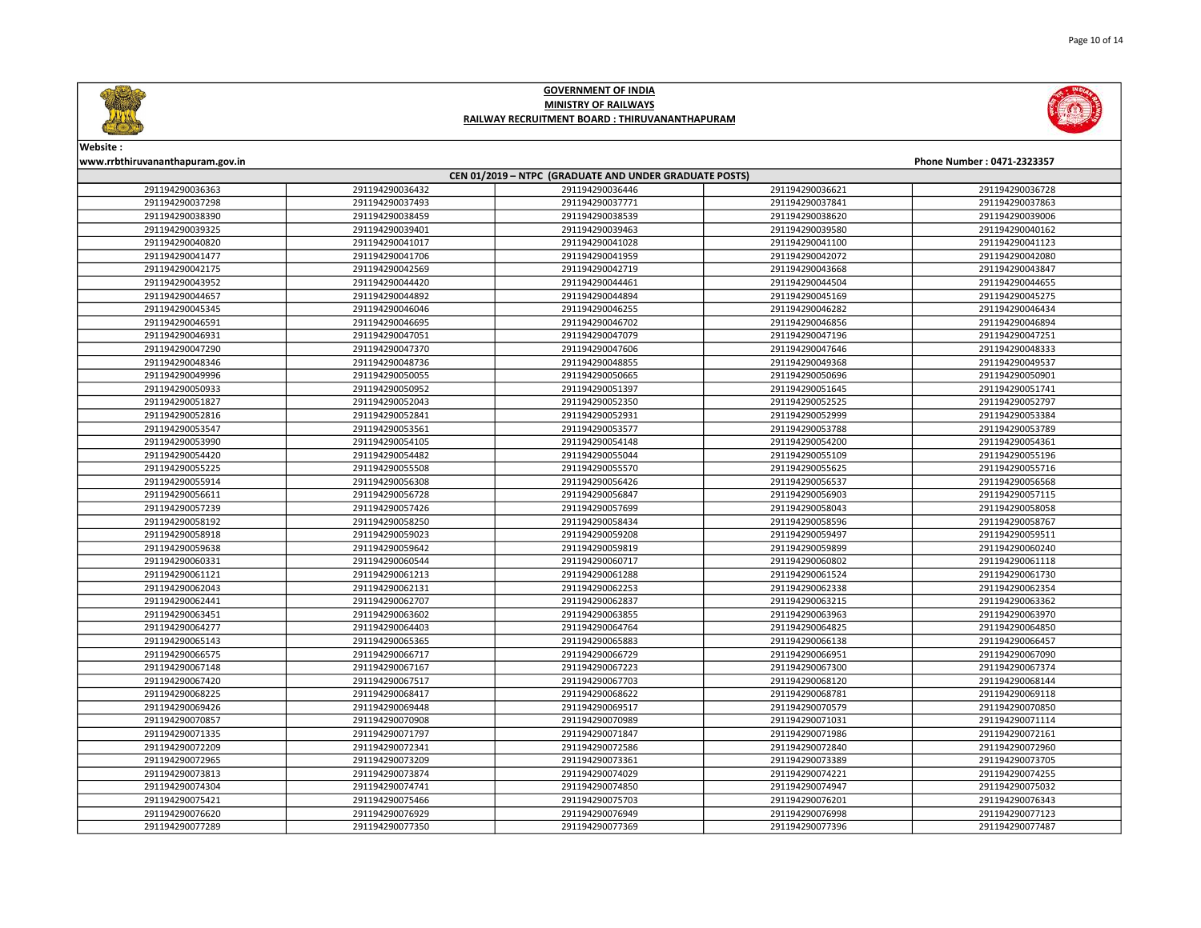# GOVERNMENT OF INDIA
## MINISTRY OF RAILWAYS
### RAILWAY RECRUITMENT BOARD : THIRUVANANTHAPURAM

**Website :**
**www.rrbthiruvananthapuram.gov.in**

**Phone Number : 0471-2323357**

| CEN 01/2019 – NTPC (GRADUATE AND UNDER GRADUATE POSTS) | | | | |
|---|---|---|---|---|
| 291194290036363 | 291194290036432 | 291194290036446 | 291194290036621 | 291194290036728 |
| 291194290037298 | 291194290037493 | 291194290037771 | 291194290037841 | 291194290037863 |
| 291194290038390 | 291194290038459 | 291194290038539 | 291194290038620 | 291194290039006 |
| 291194290039325 | 291194290039401 | 291194290039463 | 291194290039580 | 291194290040162 |
| 291194290040820 | 291194290041017 | 291194290041028 | 291194290041100 | 291194290041123 |
| 291194290041477 | 291194290041706 | 291194290041959 | 291194290042072 | 291194290042080 |
| 291194290042175 | 291194290042569 | 291194290042719 | 291194290043668 | 291194290043847 |
| 291194290043952 | 291194290044420 | 291194290044461 | 291194290044504 | 291194290044655 |
| 291194290044657 | 291194290044892 | 291194290044894 | 291194290045169 | 291194290045275 |
| 291194290045345 | 291194290046046 | 291194290046255 | 291194290046282 | 291194290046434 |
| 291194290046591 | 291194290046695 | 291194290046702 | 291194290046856 | 291194290046894 |
| 291194290046931 | 291194290047051 | 291194290047079 | 291194290047196 | 291194290047251 |
| 291194290047290 | 291194290047370 | 291194290047606 | 291194290047646 | 291194290048333 |
| 291194290048346 | 291194290048736 | 291194290048855 | 291194290049368 | 291194290049537 |
| 291194290049996 | 291194290050055 | 291194290050665 | 291194290050696 | 291194290050901 |
| 291194290050933 | 291194290050952 | 291194290051397 | 291194290051645 | 291194290051741 |
| 291194290051827 | 291194290052043 | 291194290052350 | 291194290052525 | 291194290052797 |
| 291194290052816 | 291194290052841 | 291194290052931 | 291194290052999 | 291194290053384 |
| 291194290053547 | 291194290053561 | 291194290053577 | 291194290053788 | 291194290053789 |
| 291194290053990 | 291194290054105 | 291194290054148 | 291194290054200 | 291194290054361 |
| 291194290054420 | 291194290054482 | 291194290055044 | 291194290055109 | 291194290055196 |
| 291194290055225 | 291194290055508 | 291194290055570 | 291194290055625 | 291194290055716 |
| 291194290055914 | 291194290056308 | 291194290056426 | 291194290056537 | 291194290056568 |
| 291194290056611 | 291194290056728 | 291194290056847 | 291194290056903 | 291194290057115 |
| 291194290057239 | 291194290057426 | 291194290057699 | 291194290058043 | 291194290058058 |
| 291194290058192 | 291194290058250 | 291194290058434 | 291194290058596 | 291194290058767 |
| 291194290058918 | 291194290059023 | 291194290059208 | 291194290059497 | 291194290059511 |
| 291194290059638 | 291194290059642 | 291194290059819 | 291194290059899 | 291194290060240 |
| 291194290060331 | 291194290060544 | 291194290060717 | 291194290060802 | 291194290061118 |
| 291194290061121 | 291194290061213 | 291194290061288 | 291194290061524 | 291194290061730 |
| 291194290062043 | 291194290062131 | 291194290062253 | 291194290062338 | 291194290062354 |
| 291194290062441 | 291194290062707 | 291194290062837 | 291194290063215 | 291194290063362 |
| 291194290063451 | 291194290063602 | 291194290063855 | 291194290063963 | 291194290063970 |
| 291194290064277 | 291194290064403 | 291194290064764 | 291194290064825 | 291194290064850 |
| 291194290065143 | 291194290065365 | 291194290065883 | 291194290066138 | 291194290066457 |
| 291194290066575 | 291194290066717 | 291194290066729 | 291194290066951 | 291194290067090 |
| 291194290067148 | 291194290067167 | 291194290067223 | 291194290067300 | 291194290067374 |
| 291194290067420 | 291194290067517 | 291194290067703 | 291194290068120 | 291194290068144 |
| 291194290068225 | 291194290068417 | 291194290068622 | 291194290068781 | 291194290069118 |
| 291194290069426 | 291194290069448 | 291194290069517 | 291194290070579 | 291194290070850 |
| 291194290070857 | 291194290070908 | 291194290070989 | 291194290071031 | 291194290071114 |
| 291194290071335 | 291194290071797 | 291194290071847 | 291194290071986 | 291194290072161 |
| 291194290072209 | 291194290072341 | 291194290072586 | 291194290072840 | 291194290072960 |
| 291194290072965 | 291194290073209 | 291194290073361 | 291194290073389 | 291194290073705 |
| 291194290073813 | 291194290073874 | 291194290074029 | 291194290074221 | 291194290074255 |
| 291194290074304 | 291194290074741 | 291194290074850 | 291194290074947 | 291194290075032 |
| 291194290075421 | 291194290075466 | 291194290075703 | 291194290076201 | 291194290076343 |
| 291194290076620 | 291194290076929 | 291194290076949 | 291194290076998 | 291194290077123 |
| 291194290077289 | 291194290077350 | 291194290077369 | 291194290077396 | 291194290077487 |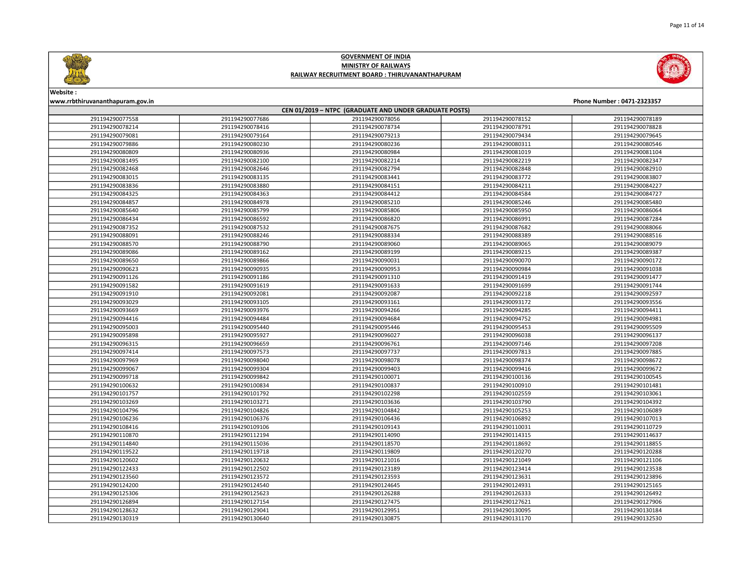# GOVERNMENT OF INDIA

## MINISTRY OF RAILWAYS

## RAILWAY RECRUITMENT BOARD : THIRUVANANTHAPURAM

**Website :**
**www.rrbthiruvananthapuram.gov.in**

**Phone Number : 0471-2323357**

**CEN 01/2019 – NTPC (GRADUATE AND UNDER GRADUATE POSTS)**

| | | | | |
|---|---|---|---|---|
| 291194290077558 | 291194290077686 | 291194290078056 | 291194290078152 | 291194290078189 |
| 291194290078214 | 291194290078416 | 291194290078734 | 291194290078791 | 291194290078828 |
| 291194290079081 | 291194290079164 | 291194290079213 | 291194290079434 | 291194290079645 |
| 291194290079886 | 291194290080230 | 291194290080236 | 291194290080311 | 291194290080546 |
| 291194290080809 | 291194290080936 | 291194290080984 | 291194290081019 | 291194290081104 |
| 291194290081495 | 291194290082100 | 291194290082214 | 291194290082219 | 291194290082347 |
| 291194290082468 | 291194290082646 | 291194290082794 | 291194290082848 | 291194290082910 |
| 291194290083015 | 291194290083135 | 291194290083441 | 291194290083772 | 291194290083807 |
| 291194290083836 | 291194290083880 | 291194290084151 | 291194290084211 | 291194290084227 |
| 291194290084325 | 291194290084363 | 291194290084412 | 291194290084584 | 291194290084727 |
| 291194290084857 | 291194290084978 | 291194290085210 | 291194290085246 | 291194290085480 |
| 291194290085640 | 291194290085799 | 291194290085806 | 291194290085950 | 291194290086064 |
| 291194290086434 | 291194290086592 | 291194290086820 | 291194290086991 | 291194290087284 |
| 291194290087352 | 291194290087532 | 291194290087675 | 291194290087682 | 291194290088066 |
| 291194290088091 | 291194290088246 | 291194290088334 | 291194290088389 | 291194290088516 |
| 291194290088570 | 291194290088790 | 291194290089060 | 291194290089065 | 291194290089079 |
| 291194290089086 | 291194290089162 | 291194290089199 | 291194290089215 | 291194290089387 |
| 291194290089650 | 291194290089866 | 291194290090031 | 291194290090070 | 291194290090172 |
| 291194290090623 | 291194290090935 | 291194290090953 | 291194290090984 | 291194290091038 |
| 291194290091126 | 291194290091186 | 291194290091310 | 291194290091419 | 291194290091477 |
| 291194290091582 | 291194290091619 | 291194290091633 | 291194290091699 | 291194290091744 |
| 291194290091910 | 291194290092081 | 291194290092087 | 291194290092218 | 291194290092597 |
| 291194290093029 | 291194290093105 | 291194290093161 | 291194290093172 | 291194290093556 |
| 291194290093669 | 291194290093976 | 291194290094266 | 291194290094285 | 291194290094411 |
| 291194290094416 | 291194290094484 | 291194290094684 | 291194290094752 | 291194290094981 |
| 291194290095003 | 291194290095440 | 291194290095446 | 291194290095453 | 291194290095509 |
| 291194290095898 | 291194290095927 | 291194290096027 | 291194290096038 | 291194290096137 |
| 291194290096315 | 291194290096659 | 291194290096761 | 291194290097146 | 291194290097208 |
| 291194290097414 | 291194290097573 | 291194290097737 | 291194290097813 | 291194290097885 |
| 291194290097969 | 291194290098040 | 291194290098078 | 291194290098374 | 291194290098672 |
| 291194290099067 | 291194290099304 | 291194290099403 | 291194290099416 | 291194290099672 |
| 291194290099718 | 291194290099842 | 291194290100071 | 291194290100136 | 291194290100545 |
| 291194290100632 | 291194290100834 | 291194290100837 | 291194290100910 | 291194290101481 |
| 291194290101757 | 291194290101792 | 291194290102298 | 291194290102559 | 291194290103061 |
| 291194290103269 | 291194290103271 | 291194290103636 | 291194290103790 | 291194290104392 |
| 291194290104796 | 291194290104826 | 291194290104842 | 291194290105253 | 291194290106089 |
| 291194290106236 | 291194290106376 | 291194290106436 | 291194290106892 | 291194290107013 |
| 291194290108416 | 291194290109106 | 291194290109143 | 291194290110031 | 291194290110729 |
| 291194290110870 | 291194290112194 | 291194290114090 | 291194290114315 | 291194290114637 |
| 291194290114840 | 291194290115036 | 291194290118570 | 291194290118692 | 291194290118855 |
| 291194290119522 | 291194290119718 | 291194290119809 | 291194290120270 | 291194290120288 |
| 291194290120602 | 291194290120632 | 291194290121016 | 291194290121049 | 291194290121106 |
| 291194290122433 | 291194290122502 | 291194290123189 | 291194290123414 | 291194290123538 |
| 291194290123560 | 291194290123572 | 291194290123593 | 291194290123631 | 291194290123896 |
| 291194290124200 | 291194290124540 | 291194290124645 | 291194290124931 | 291194290125165 |
| 291194290125306 | 291194290125623 | 291194290126288 | 291194290126333 | 291194290126492 |
| 291194290126894 | 291194290127154 | 291194290127475 | 291194290127621 | 291194290127906 |
| 291194290128632 | 291194290129041 | 291194290129951 | 291194290130095 | 291194290130184 |
| 291194290130319 | 291194290130640 | 291194290130875 | 291194290131170 | 291194290132530 |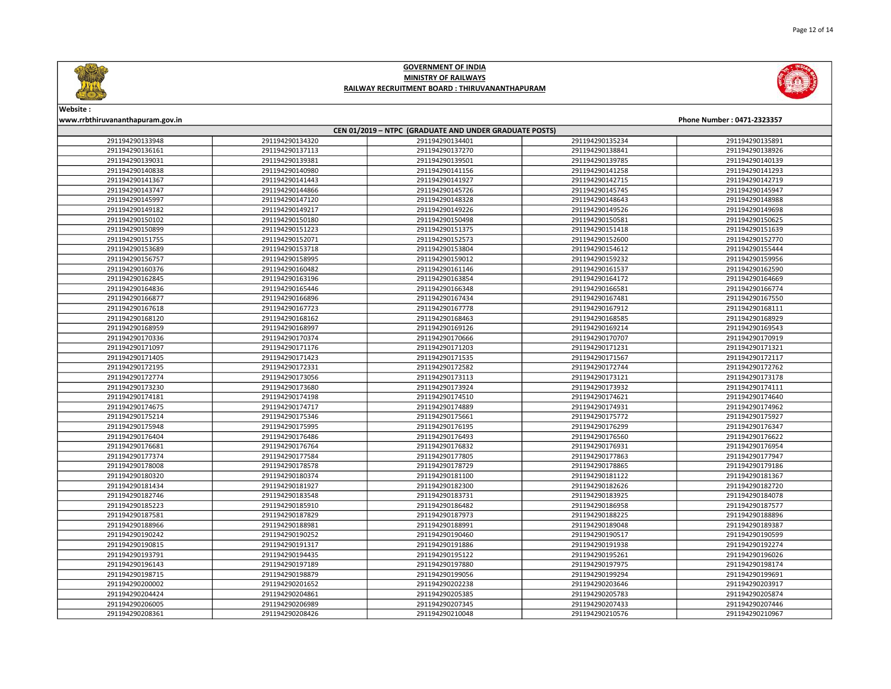# GOVERNMENT OF INDIA
## MINISTRY OF RAILWAYS
### RAILWAY RECRUITMENT BOARD : THIRUVANANTHAPURAM

Website :
www.rrbthiruvananthapuram.gov.in

Phone Number : 0471-2323357

**CEN 01/2019 – NTPC (GRADUATE AND UNDER GRADUATE POSTS)**

| | | | | |
|---|---|---|---|---|
| 291194290133948 | 291194290134320 | 291194290134401 | 291194290135234 | 291194290135891 |
| 291194290136161 | 291194290137113 | 291194290137270 | 291194290138841 | 291194290138926 |
| 291194290139031 | 291194290139381 | 291194290139501 | 291194290139785 | 291194290140139 |
| 291194290140838 | 291194290140980 | 291194290141156 | 291194290141258 | 291194290141293 |
| 291194290141367 | 291194290141443 | 291194290141927 | 291194290142715 | 291194290142719 |
| 291194290143747 | 291194290144866 | 291194290145726 | 291194290145745 | 291194290145947 |
| 291194290145997 | 291194290147120 | 291194290148328 | 291194290148643 | 291194290148988 |
| 291194290149182 | 291194290149217 | 291194290149226 | 291194290149526 | 291194290149698 |
| 291194290150102 | 291194290150180 | 291194290150498 | 291194290150581 | 291194290150625 |
| 291194290150899 | 291194290151223 | 291194290151375 | 291194290151418 | 291194290151639 |
| 291194290151755 | 291194290152071 | 291194290152573 | 291194290152600 | 291194290152770 |
| 291194290153689 | 291194290153718 | 291194290153804 | 291194290154612 | 291194290155444 |
| 291194290156757 | 291194290158995 | 291194290159012 | 291194290159232 | 291194290159956 |
| 291194290160376 | 291194290160482 | 291194290161146 | 291194290161537 | 291194290162590 |
| 291194290162845 | 291194290163196 | 291194290163854 | 291194290164172 | 291194290164669 |
| 291194290164836 | 291194290165446 | 291194290166348 | 291194290166581 | 291194290166774 |
| 291194290166877 | 291194290166896 | 291194290167434 | 291194290167481 | 291194290167550 |
| 291194290167618 | 291194290167723 | 291194290167778 | 291194290167912 | 291194290168111 |
| 291194290168120 | 291194290168162 | 291194290168463 | 291194290168585 | 291194290168929 |
| 291194290168959 | 291194290168997 | 291194290169126 | 291194290169214 | 291194290169543 |
| 291194290170336 | 291194290170374 | 291194290170666 | 291194290170707 | 291194290170919 |
| 291194290171097 | 291194290171176 | 291194290171203 | 291194290171231 | 291194290171321 |
| 291194290171405 | 291194290171423 | 291194290171535 | 291194290171567 | 291194290172117 |
| 291194290172195 | 291194290172331 | 291194290172582 | 291194290172744 | 291194290172762 |
| 291194290172774 | 291194290173056 | 291194290173113 | 291194290173121 | 291194290173178 |
| 291194290173230 | 291194290173680 | 291194290173924 | 291194290173932 | 291194290174111 |
| 291194290174181 | 291194290174198 | 291194290174510 | 291194290174621 | 291194290174640 |
| 291194290174675 | 291194290174717 | 291194290174889 | 291194290174931 | 291194290174962 |
| 291194290175214 | 291194290175346 | 291194290175661 | 291194290175772 | 291194290175927 |
| 291194290175948 | 291194290175995 | 291194290176195 | 291194290176299 | 291194290176347 |
| 291194290176404 | 291194290176486 | 291194290176493 | 291194290176560 | 291194290176622 |
| 291194290176681 | 291194290176764 | 291194290176832 | 291194290176931 | 291194290176954 |
| 291194290177374 | 291194290177584 | 291194290177805 | 291194290177863 | 291194290177947 |
| 291194290178008 | 291194290178578 | 291194290178729 | 291194290178865 | 291194290179186 |
| 291194290180320 | 291194290180374 | 291194290181100 | 291194290181122 | 291194290181367 |
| 291194290181434 | 291194290181927 | 291194290182300 | 291194290182626 | 291194290182720 |
| 291194290182746 | 291194290183548 | 291194290183731 | 291194290183925 | 291194290184078 |
| 291194290185223 | 291194290185910 | 291194290186482 | 291194290186958 | 291194290187577 |
| 291194290187581 | 291194290187829 | 291194290187973 | 291194290188225 | 291194290188896 |
| 291194290188966 | 291194290188981 | 291194290188991 | 291194290189048 | 291194290189387 |
| 291194290190242 | 291194290190252 | 291194290190460 | 291194290190517 | 291194290190599 |
| 291194290190815 | 291194290191317 | 291194290191886 | 291194290191938 | 291194290192274 |
| 291194290193791 | 291194290194435 | 291194290195122 | 291194290195261 | 291194290196026 |
| 291194290196143 | 291194290197189 | 291194290197880 | 291194290197975 | 291194290198174 |
| 291194290198715 | 291194290198879 | 291194290199056 | 291194290199294 | 291194290199691 |
| 291194290200002 | 291194290201652 | 291194290202238 | 291194290203646 | 291194290203917 |
| 291194290204424 | 291194290204861 | 291194290205385 | 291194290205783 | 291194290205874 |
| 291194290206005 | 291194290206989 | 291194290207345 | 291194290207433 | 291194290207446 |
| 291194290208361 | 291194290208426 | 291194290210048 | 291194290210576 | 291194290210967 |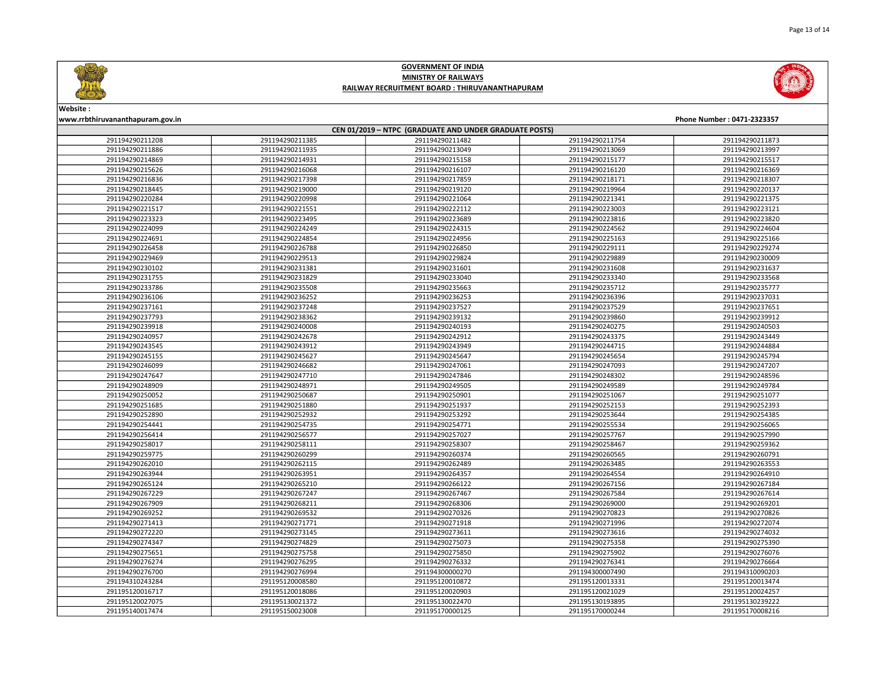# GOVERNMENT OF INDIA
## MINISTRY OF RAILWAYS
## RAILWAY RECRUITMENT BOARD : THIRUVANANTHAPURAM

Website :
www.rrbthiruvananthapuram.gov.in

Phone Number : 0471-2323357

| CEN 01/2019 – NTPC (GRADUATE AND UNDER GRADUATE POSTS) | | | | |
|---|---|---|---|---|
| 291194290211208 | 291194290211385 | 291194290211482 | 291194290211754 | 291194290211873 |
| 291194290211886 | 291194290211935 | 291194290213049 | 291194290213069 | 291194290213997 |
| 291194290214869 | 291194290214931 | 291194290215158 | 291194290215177 | 291194290215517 |
| 291194290215626 | 291194290216068 | 291194290216107 | 291194290216120 | 291194290216369 |
| 291194290216836 | 291194290217398 | 291194290217859 | 291194290218171 | 291194290218307 |
| 291194290218445 | 291194290219000 | 291194290219120 | 291194290219964 | 291194290220137 |
| 291194290220284 | 291194290220998 | 291194290221064 | 291194290221341 | 291194290221375 |
| 291194290221517 | 291194290221551 | 291194290222112 | 291194290223003 | 291194290223121 |
| 291194290223323 | 291194290223495 | 291194290223689 | 291194290223816 | 291194290223820 |
| 291194290224099 | 291194290224249 | 291194290224315 | 291194290224562 | 291194290224604 |
| 291194290224691 | 291194290224854 | 291194290224956 | 291194290225163 | 291194290225166 |
| 291194290226458 | 291194290226788 | 291194290226850 | 291194290229111 | 291194290229274 |
| 291194290229469 | 291194290229513 | 291194290229824 | 291194290229889 | 291194290230009 |
| 291194290230102 | 291194290231381 | 291194290231601 | 291194290231608 | 291194290231637 |
| 291194290231755 | 291194290231829 | 291194290233040 | 291194290233340 | 291194290233568 |
| 291194290233786 | 291194290235508 | 291194290235663 | 291194290235712 | 291194290235777 |
| 291194290236106 | 291194290236252 | 291194290236253 | 291194290236396 | 291194290237031 |
| 291194290237161 | 291194290237248 | 291194290237527 | 291194290237529 | 291194290237651 |
| 291194290237793 | 291194290238362 | 291194290239132 | 291194290239860 | 291194290239912 |
| 291194290239918 | 291194290240008 | 291194290240193 | 291194290240275 | 291194290240503 |
| 291194290240957 | 291194290242678 | 291194290242912 | 291194290243375 | 291194290243449 |
| 291194290243545 | 291194290243912 | 291194290243949 | 291194290244715 | 291194290244884 |
| 291194290245155 | 291194290245627 | 291194290245647 | 291194290245654 | 291194290245794 |
| 291194290246099 | 291194290246682 | 291194290247061 | 291194290247093 | 291194290247207 |
| 291194290247647 | 291194290247710 | 291194290247846 | 291194290248302 | 291194290248596 |
| 291194290248909 | 291194290248971 | 291194290249505 | 291194290249589 | 291194290249784 |
| 291194290250052 | 291194290250687 | 291194290250901 | 291194290251067 | 291194290251077 |
| 291194290251685 | 291194290251880 | 291194290251937 | 291194290252153 | 291194290252393 |
| 291194290252890 | 291194290252932 | 291194290253292 | 291194290253644 | 291194290254385 |
| 291194290254441 | 291194290254735 | 291194290254771 | 291194290255534 | 291194290256065 |
| 291194290256414 | 291194290256577 | 291194290257027 | 291194290257767 | 291194290257990 |
| 291194290258017 | 291194290258111 | 291194290258307 | 291194290258467 | 291194290259362 |
| 291194290259775 | 291194290260299 | 291194290260374 | 291194290260565 | 291194290260791 |
| 291194290262010 | 291194290262115 | 291194290262489 | 291194290263485 | 291194290263553 |
| 291194290263944 | 291194290263951 | 291194290264357 | 291194290264554 | 291194290264910 |
| 291194290265124 | 291194290265210 | 291194290266122 | 291194290267156 | 291194290267184 |
| 291194290267229 | 291194290267247 | 291194290267467 | 291194290267584 | 291194290267614 |
| 291194290267909 | 291194290268211 | 291194290268306 | 291194290269000 | 291194290269201 |
| 291194290269252 | 291194290269532 | 291194290270326 | 291194290270823 | 291194290270826 |
| 291194290271413 | 291194290271771 | 291194290271918 | 291194290271996 | 291194290272074 |
| 291194290272220 | 291194290273145 | 291194290273611 | 291194290273616 | 291194290274032 |
| 291194290274347 | 291194290274829 | 291194290275073 | 291194290275358 | 291194290275390 |
| 291194290275651 | 291194290275758 | 291194290275850 | 291194290275902 | 291194290276076 |
| 291194290276274 | 291194290276295 | 291194290276332 | 291194290276341 | 291194290276664 |
| 291194290276700 | 291194290276994 | 291194300000270 | 291194300007490 | 291194310090203 |
| 291194310243580 | 291195120008580 | 291195120010872 | 291195120013331 | 291195120013474 |
| 291195120016717 | 291195120018086 | 291195120020903 | 291195120021029 | 291195120024257 |
| 291195120027075 | 291195130021372 | 291195130022470 | 291195130193895 | 291195130239222 |
| 291195140017474 | 291195150023008 | 291195170000125 | 291195170000244 | 291195170008216 |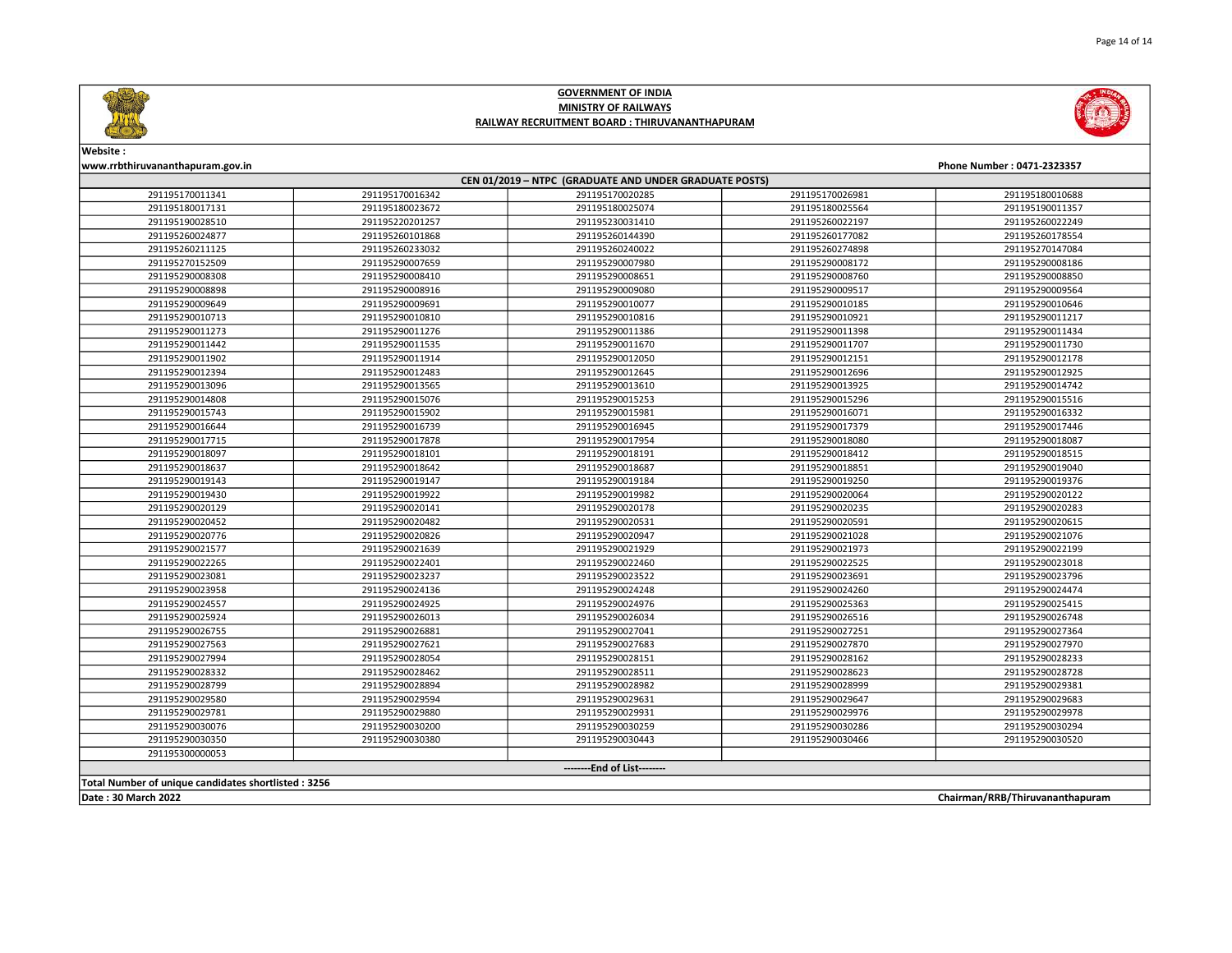# GOVERNMENT OF INDIA

## MINISTRY OF RAILWAYS

## RAILWAY RECRUITMENT BOARD : THIRUVANANTHAPURAM

**Website :**
**www.rrbthiruvananthapuram.gov.in**

**Phone Number : 0471-2323357**

**CEN 01/2019 – NTPC (GRADUATE AND UNDER GRADUATE POSTS)**

| | | | | |
|---|---|---|---|---|
| 291195170011341 | 291195170016342 | 291195170020285 | 291195170026981 | 291195180010688 |
| 291195180017131 | 291195180023672 | 291195180025074 | 291195180025564 | 291195190011357 |
| 291195190028510 | 291195220201257 | 291195230031410 | 291195260022197 | 291195260022249 |
| 291195260024877 | 291195260101868 | 291195260144390 | 291195260177082 | 291195260178554 |
| 291195260211125 | 291195260233032 | 291195260240022 | 291195260274898 | 291195270147084 |
| 291195270152509 | 291195290007659 | 291195290007980 | 291195290008172 | 291195290008186 |
| 291195290008308 | 291195290008410 | 291195290008651 | 291195290008760 | 291195290008850 |
| 291195290008898 | 291195290008916 | 291195290009080 | 291195290009517 | 291195290009564 |
| 291195290009649 | 291195290009691 | 291195290010077 | 291195290010185 | 291195290010646 |
| 291195290010713 | 291195290010810 | 291195290010816 | 291195290010921 | 291195290011217 |
| 291195290011273 | 291195290011276 | 291195290011386 | 291195290011398 | 291195290011434 |
| 291195290011442 | 291195290011535 | 291195290011670 | 291195290011707 | 291195290011730 |
| 291195290011902 | 291195290011914 | 291195290012050 | 291195290012151 | 291195290012178 |
| 291195290012394 | 291195290012483 | 291195290012645 | 291195290012696 | 291195290012925 |
| 291195290013096 | 291195290013565 | 291195290013610 | 291195290013925 | 291195290014742 |
| 291195290014808 | 291195290015076 | 291195290015253 | 291195290015296 | 291195290015516 |
| 291195290015743 | 291195290015902 | 291195290015981 | 291195290016071 | 291195290016332 |
| 291195290016644 | 291195290016739 | 291195290016945 | 291195290017379 | 291195290017446 |
| 291195290017715 | 291195290017878 | 291195290017954 | 291195290018080 | 291195290018087 |
| 291195290018097 | 291195290018101 | 291195290018191 | 291195290018412 | 291195290018515 |
| 291195290018637 | 291195290018642 | 291195290018687 | 291195290018851 | 291195290019040 |
| 291195290019143 | 291195290019147 | 291195290019184 | 291195290019250 | 291195290019376 |
| 291195290019430 | 291195290019922 | 291195290019982 | 291195290020064 | 291195290020122 |
| 291195290020129 | 291195290020141 | 291195290020178 | 291195290020235 | 291195290020283 |
| 291195290020452 | 291195290020482 | 291195290020531 | 291195290020591 | 291195290020615 |
| 291195290020776 | 291195290020826 | 291195290020947 | 291195290021028 | 291195290021076 |
| 291195290021577 | 291195290021639 | 291195290021929 | 291195290021973 | 291195290022199 |
| 291195290022265 | 291195290022401 | 291195290022460 | 291195290022525 | 291195290023018 |
| 291195290023081 | 291195290023237 | 291195290023522 | 291195290023691 | 291195290023796 |
| 291195290023958 | 291195290024136 | 291195290024248 | 291195290024260 | 291195290024474 |
| 291195290024557 | 291195290024925 | 291195290024976 | 291195290025363 | 291195290025415 |
| 291195290025924 | 291195290026013 | 291195290026034 | 291195290026516 | 291195290026748 |
| 291195290026755 | 291195290026881 | 291195290027041 | 291195290027251 | 291195290027364 |
| 291195290027563 | 291195290027621 | 291195290027683 | 291195290027870 | 291195290027970 |
| 291195290027994 | 291195290028054 | 291195290028151 | 291195290028162 | 291195290028233 |
| 291195290028332 | 291195290028462 | 291195290028511 | 291195290028623 | 291195290028728 |
| 291195290028799 | 291195290028894 | 291195290028982 | 291195290028999 | 291195290029381 |
| 291195290029580 | 291195290029594 | 291195290029631 | 291195290029647 | 291195290029683 |
| 291195290029781 | 291195290029880 | 291195290029931 | 291195290029976 | 291195290029978 |
| 291195290030076 | 291195290030200 | 291195290030259 | 291195290030286 | 291195290030294 |
| 291195290030350 | 291195290030380 | 291195290030443 | 291195290030466 | 291195290030520 |
| 291195300000053 | | | | |

--------End of List--------

**Total Number of unique candidates shortlisted : 3256**

**Date : 30 March 2022**

**Chairman/RRB/Thiruvananthapuram**